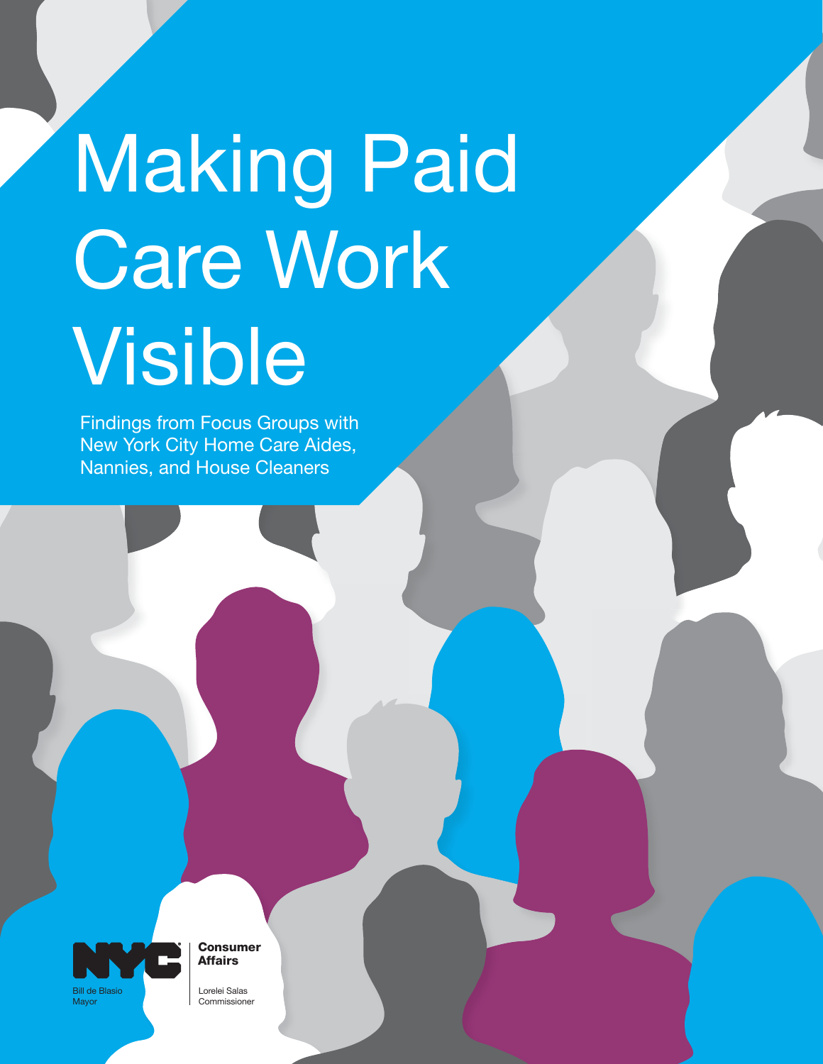# Making Paid Care Work Visible

Findings from Focus Groups with New York City Home Care Aides, Nannies, and House Cleaners

NYC

Bill de Blasio
Mayor

**Consumer Affairs**

Lorelei Salas
Commissioner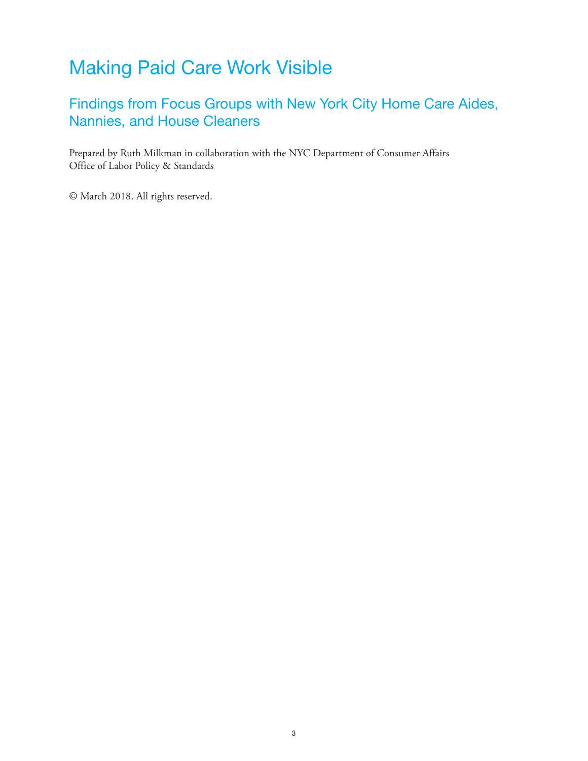# Making Paid Care Work Visible

## Findings from Focus Groups with New York City Home Care Aides, Nannies, and House Cleaners

Prepared by Ruth Milkman in collaboration with the NYC Department of Consumer Affairs Office of Labor Policy & Standards

© March 2018. All rights reserved.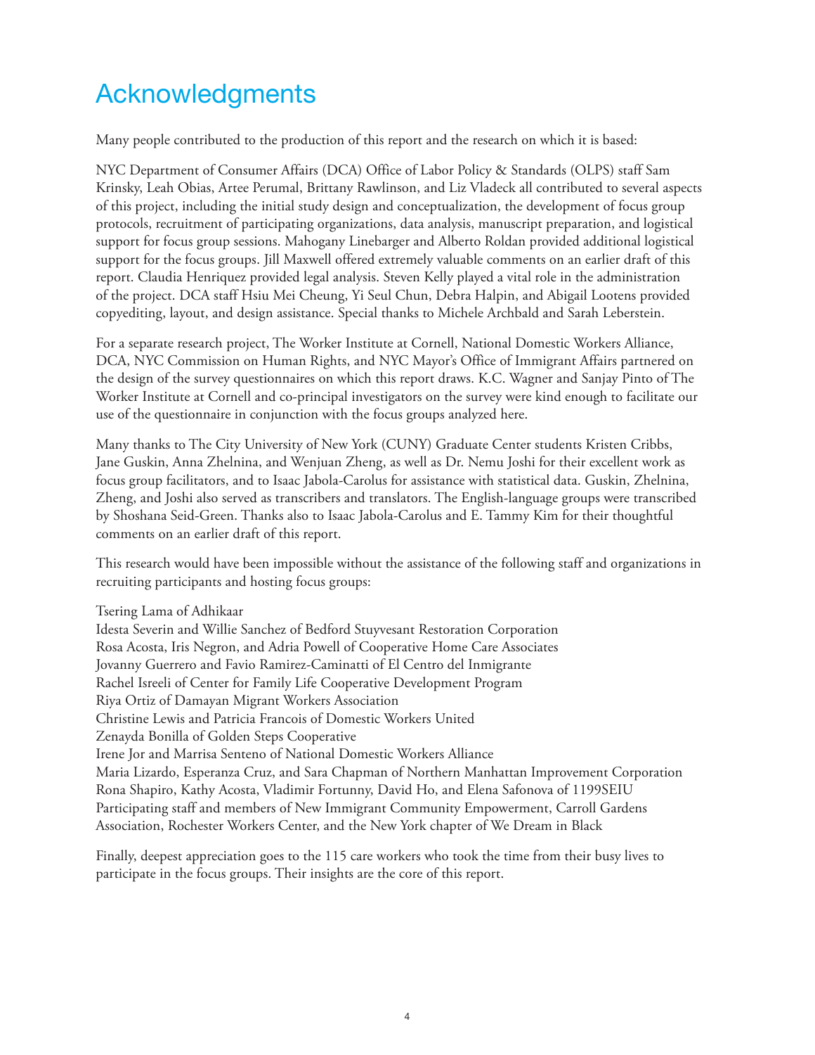# Acknowledgments

Many people contributed to the production of this report and the research on which it is based:

NYC Department of Consumer Affairs (DCA) Office of Labor Policy & Standards (OLPS) staff Sam Krinsky, Leah Obias, Artee Perumal, Brittany Rawlinson, and Liz Vladeck all contributed to several aspects of this project, including the initial study design and conceptualization, the development of focus group protocols, recruitment of participating organizations, data analysis, manuscript preparation, and logistical support for focus group sessions. Mahogany Linebarger and Alberto Roldan provided additional logistical support for the focus groups. Jill Maxwell offered extremely valuable comments on an earlier draft of this report. Claudia Henriquez provided legal analysis. Steven Kelly played a vital role in the administration of the project. DCA staff Hsiu Mei Cheung, Yi Seul Chun, Debra Halpin, and Abigail Lootens provided copyediting, layout, and design assistance. Special thanks to Michele Archbald and Sarah Leberstein.

For a separate research project, The Worker Institute at Cornell, National Domestic Workers Alliance, DCA, NYC Commission on Human Rights, and NYC Mayor's Office of Immigrant Affairs partnered on the design of the survey questionnaires on which this report draws. K.C. Wagner and Sanjay Pinto of The Worker Institute at Cornell and co-principal investigators on the survey were kind enough to facilitate our use of the questionnaire in conjunction with the focus groups analyzed here.

Many thanks to The City University of New York (CUNY) Graduate Center students Kristen Cribbs, Jane Guskin, Anna Zhelnina, and Wenjuan Zheng, as well as Dr. Nemu Joshi for their excellent work as focus group facilitators, and to Isaac Jabola-Carolus for assistance with statistical data. Guskin, Zhelnina, Zheng, and Joshi also served as transcribers and translators. The English-language groups were transcribed by Shoshana Seid-Green. Thanks also to Isaac Jabola-Carolus and E. Tammy Kim for their thoughtful comments on an earlier draft of this report.

This research would have been impossible without the assistance of the following staff and organizations in recruiting participants and hosting focus groups:

Tsering Lama of Adhikaar
Idesta Severin and Willie Sanchez of Bedford Stuyvesant Restoration Corporation
Rosa Acosta, Iris Negron, and Adria Powell of Cooperative Home Care Associates
Jovanny Guerrero and Favio Ramirez-Caminatti of El Centro del Inmigrante
Rachel Isreeli of Center for Family Life Cooperative Development Program
Riya Ortiz of Damayan Migrant Workers Association
Christine Lewis and Patricia Francois of Domestic Workers United
Zenayda Bonilla of Golden Steps Cooperative
Irene Jor and Marrisa Senteno of National Domestic Workers Alliance
Maria Lizardo, Esperanza Cruz, and Sara Chapman of Northern Manhattan Improvement Corporation
Rona Shapiro, Kathy Acosta, Vladimir Fortunny, David Ho, and Elena Safonova of 1199SEIU
Participating staff and members of New Immigrant Community Empowerment, Carroll Gardens Association, Rochester Workers Center, and the New York chapter of We Dream in Black

Finally, deepest appreciation goes to the 115 care workers who took the time from their busy lives to participate in the focus groups. Their insights are the core of this report.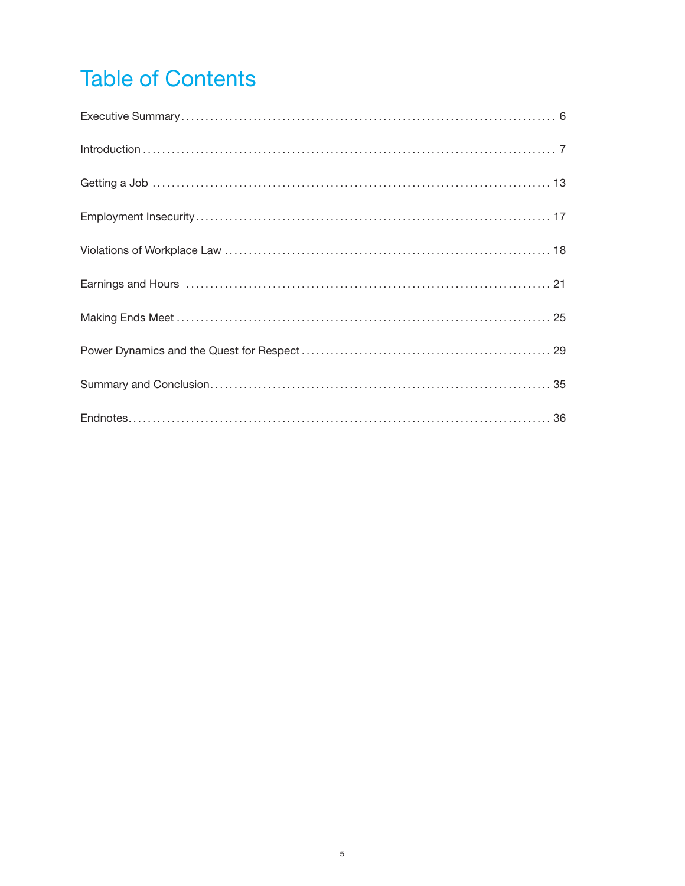# Table of Contents

Executive Summary ........ 6

Introduction ........ 7

Getting a Job ........ 13

Employment Insecurity ........ 17

Violations of Workplace Law ........ 18

Earnings and Hours ........ 21

Making Ends Meet ........ 25

Power Dynamics and the Quest for Respect ........ 29

Summary and Conclusion ........ 35

Endnotes ........ 36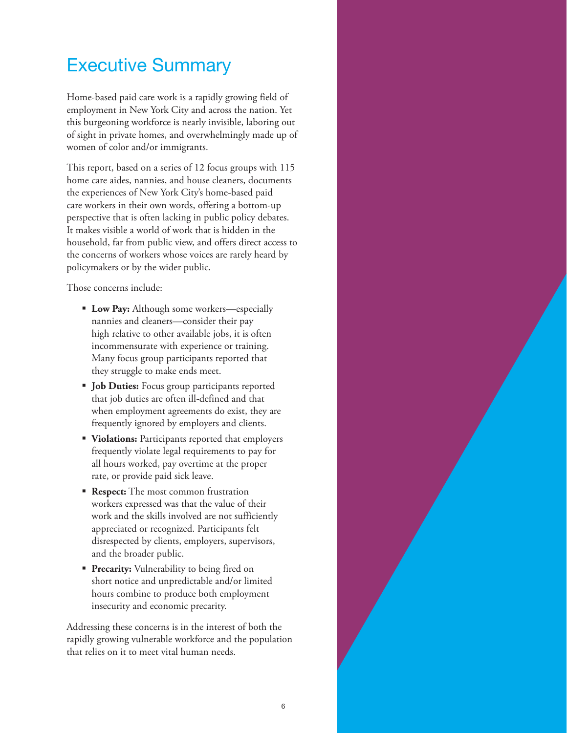# Executive Summary

Home-based paid care work is a rapidly growing field of employment in New York City and across the nation. Yet this burgeoning workforce is nearly invisible, laboring out of sight in private homes, and overwhelmingly made up of women of color and/or immigrants.

This report, based on a series of 12 focus groups with 115 home care aides, nannies, and house cleaners, documents the experiences of New York City's home-based paid care workers in their own words, offering a bottom-up perspective that is often lacking in public policy debates. It makes visible a world of work that is hidden in the household, far from public view, and offers direct access to the concerns of workers whose voices are rarely heard by policymakers or by the wider public.

Those concerns include:

- **Low Pay:** Although some workers—especially nannies and cleaners—consider their pay high relative to other available jobs, it is often incommensurate with experience or training. Many focus group participants reported that they struggle to make ends meet.
- **Job Duties:** Focus group participants reported that job duties are often ill-defined and that when employment agreements do exist, they are frequently ignored by employers and clients.
- **Violations:** Participants reported that employers frequently violate legal requirements to pay for all hours worked, pay overtime at the proper rate, or provide paid sick leave.
- **Respect:** The most common frustration workers expressed was that the value of their work and the skills involved are not sufficiently appreciated or recognized. Participants felt disrespected by clients, employers, supervisors, and the broader public.
- **Precarity:** Vulnerability to being fired on short notice and unpredictable and/or limited hours combine to produce both employment insecurity and economic precarity.

Addressing these concerns is in the interest of both the rapidly growing vulnerable workforce and the population that relies on it to meet vital human needs.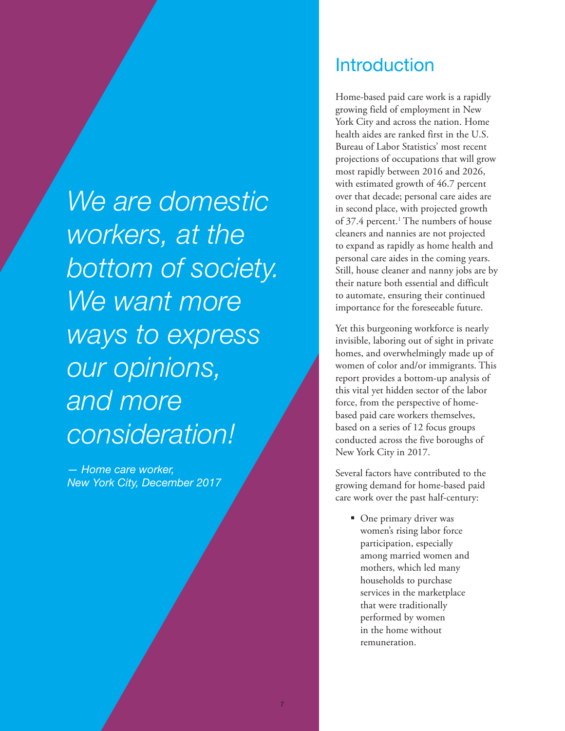*We are domestic workers, at the bottom of society. We want more ways to express our opinions, and more consideration!*

*— Home care worker, New York City, December 2017*

## Introduction

Home-based paid care work is a rapidly growing field of employment in New York City and across the nation. Home health aides are ranked first in the U.S. Bureau of Labor Statistics' most recent projections of occupations that will grow most rapidly between 2016 and 2026, with estimated growth of 46.7 percent over that decade; personal care aides are in second place, with projected growth of 37.4 percent.[1] The numbers of house cleaners and nannies are not projected to expand as rapidly as home health and personal care aides in the coming years. Still, house cleaner and nanny jobs are by their nature both essential and difficult to automate, ensuring their continued importance for the foreseeable future.

Yet this burgeoning workforce is nearly invisible, laboring out of sight in private homes, and overwhelmingly made up of women of color and/or immigrants. This report provides a bottom-up analysis of this vital yet hidden sector of the labor force, from the perspective of home-based paid care workers themselves, based on a series of 12 focus groups conducted across the five boroughs of New York City in 2017.

Several factors have contributed to the growing demand for home-based paid care work over the past half-century:

- One primary driver was women's rising labor force participation, especially among married women and mothers, which led many households to purchase services in the marketplace that were traditionally performed by women in the home without remuneration.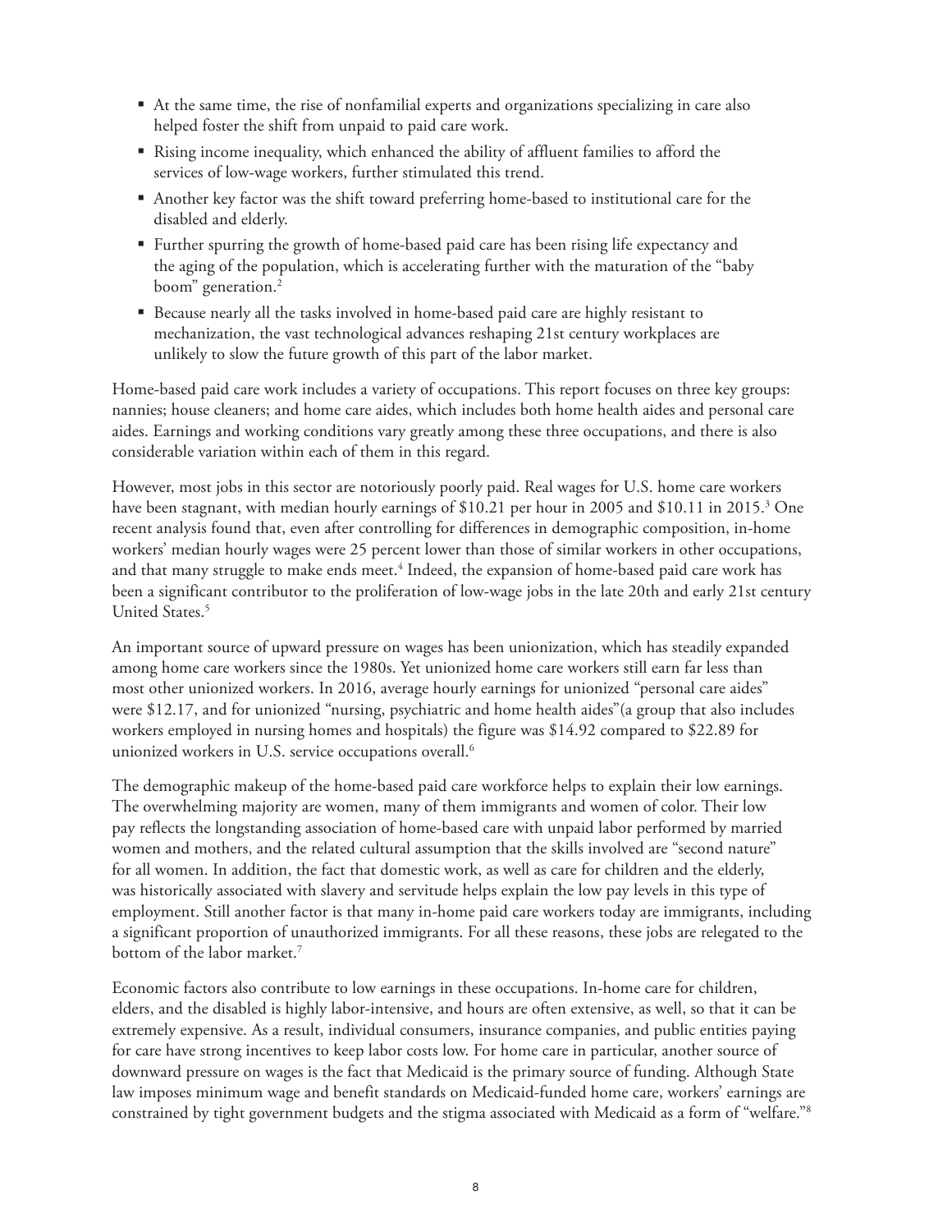- At the same time, the rise of nonfamilial experts and organizations specializing in care also helped foster the shift from unpaid to paid care work.
- Rising income inequality, which enhanced the ability of affluent families to afford the services of low-wage workers, further stimulated this trend.
- Another key factor was the shift toward preferring home-based to institutional care for the disabled and elderly.
- Further spurring the growth of home-based paid care has been rising life expectancy and the aging of the population, which is accelerating further with the maturation of the "baby boom" generation.[2]
- Because nearly all the tasks involved in home-based paid care are highly resistant to mechanization, the vast technological advances reshaping 21st century workplaces are unlikely to slow the future growth of this part of the labor market.

Home-based paid care work includes a variety of occupations. This report focuses on three key groups: nannies; house cleaners; and home care aides, which includes both home health aides and personal care aides. Earnings and working conditions vary greatly among these three occupations, and there is also considerable variation within each of them in this regard.

However, most jobs in this sector are notoriously poorly paid. Real wages for U.S. home care workers have been stagnant, with median hourly earnings of $10.21 per hour in 2005 and $10.11 in 2015.[3] One recent analysis found that, even after controlling for differences in demographic composition, in-home workers' median hourly wages were 25 percent lower than those of similar workers in other occupations, and that many struggle to make ends meet.[4] Indeed, the expansion of home-based paid care work has been a significant contributor to the proliferation of low-wage jobs in the late 20th and early 21st century United States.[5]

An important source of upward pressure on wages has been unionization, which has steadily expanded among home care workers since the 1980s. Yet unionized home care workers still earn far less than most other unionized workers. In 2016, average hourly earnings for unionized "personal care aides" were $12.17, and for unionized "nursing, psychiatric and home health aides"(a group that also includes workers employed in nursing homes and hospitals) the figure was $14.92 compared to $22.89 for unionized workers in U.S. service occupations overall.[6]

The demographic makeup of the home-based paid care workforce helps to explain their low earnings. The overwhelming majority are women, many of them immigrants and women of color. Their low pay reflects the longstanding association of home-based care with unpaid labor performed by married women and mothers, and the related cultural assumption that the skills involved are "second nature" for all women. In addition, the fact that domestic work, as well as care for children and the elderly, was historically associated with slavery and servitude helps explain the low pay levels in this type of employment. Still another factor is that many in-home paid care workers today are immigrants, including a significant proportion of unauthorized immigrants. For all these reasons, these jobs are relegated to the bottom of the labor market.[7]

Economic factors also contribute to low earnings in these occupations. In-home care for children, elders, and the disabled is highly labor-intensive, and hours are often extensive, as well, so that it can be extremely expensive. As a result, individual consumers, insurance companies, and public entities paying for care have strong incentives to keep labor costs low. For home care in particular, another source of downward pressure on wages is the fact that Medicaid is the primary source of funding. Although State law imposes minimum wage and benefit standards on Medicaid-funded home care, workers' earnings are constrained by tight government budgets and the stigma associated with Medicaid as a form of "welfare."[8]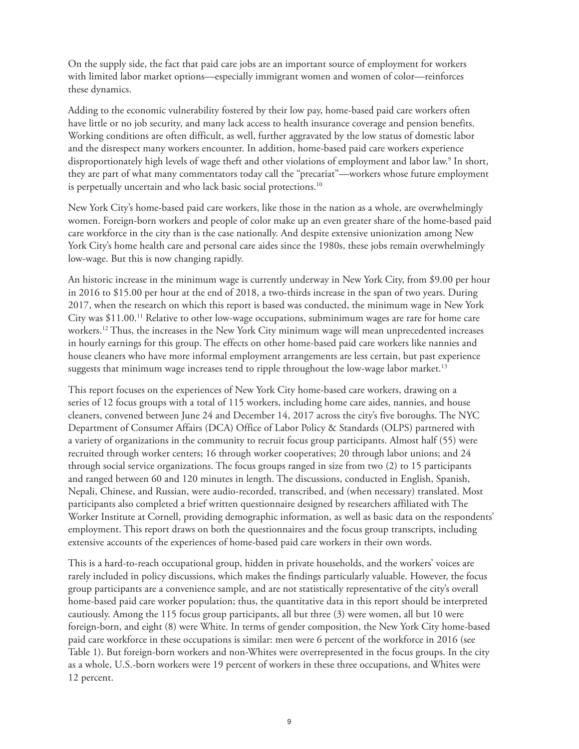On the supply side, the fact that paid care jobs are an important source of employment for workers with limited labor market options—especially immigrant women and women of color—reinforces these dynamics.

Adding to the economic vulnerability fostered by their low pay, home-based paid care workers often have little or no job security, and many lack access to health insurance coverage and pension benefits. Working conditions are often difficult, as well, further aggravated by the low status of domestic labor and the disrespect many workers encounter. In addition, home-based paid care workers experience disproportionately high levels of wage theft and other violations of employment and labor law.[9] In short, they are part of what many commentators today call the "precariat"—workers whose future employment is perpetually uncertain and who lack basic social protections.[10]

New York City's home-based paid care workers, like those in the nation as a whole, are overwhelmingly women. Foreign-born workers and people of color make up an even greater share of the home-based paid care workforce in the city than is the case nationally. And despite extensive unionization among New York City's home health care and personal care aides since the 1980s, these jobs remain overwhelmingly low-wage. But this is now changing rapidly.

An historic increase in the minimum wage is currently underway in New York City, from $9.00 per hour in 2016 to $15.00 per hour at the end of 2018, a two-thirds increase in the span of two years. During 2017, when the research on which this report is based was conducted, the minimum wage in New York City was $11.00.[11] Relative to other low-wage occupations, subminimum wages are rare for home care workers.[12] Thus, the increases in the New York City minimum wage will mean unprecedented increases in hourly earnings for this group. The effects on other home-based paid care workers like nannies and house cleaners who have more informal employment arrangements are less certain, but past experience suggests that minimum wage increases tend to ripple throughout the low-wage labor market.[13]

This report focuses on the experiences of New York City home-based care workers, drawing on a series of 12 focus groups with a total of 115 workers, including home care aides, nannies, and house cleaners, convened between June 24 and December 14, 2017 across the city's five boroughs. The NYC Department of Consumer Affairs (DCA) Office of Labor Policy & Standards (OLPS) partnered with a variety of organizations in the community to recruit focus group participants. Almost half (55) were recruited through worker centers; 16 through worker cooperatives; 20 through labor unions; and 24 through social service organizations. The focus groups ranged in size from two (2) to 15 participants and ranged between 60 and 120 minutes in length. The discussions, conducted in English, Spanish, Nepali, Chinese, and Russian, were audio-recorded, transcribed, and (when necessary) translated. Most participants also completed a brief written questionnaire designed by researchers affiliated with The Worker Institute at Cornell, providing demographic information, as well as basic data on the respondents' employment. This report draws on both the questionnaires and the focus group transcripts, including extensive accounts of the experiences of home-based paid care workers in their own words.

This is a hard-to-reach occupational group, hidden in private households, and the workers' voices are rarely included in policy discussions, which makes the findings particularly valuable. However, the focus group participants are a convenience sample, and are not statistically representative of the city's overall home-based paid care worker population; thus, the quantitative data in this report should be interpreted cautiously. Among the 115 focus group participants, all but three (3) were women, all but 10 were foreign-born, and eight (8) were White. In terms of gender composition, the New York City home-based paid care workforce in these occupations is similar: men were 6 percent of the workforce in 2016 (see Table 1). But foreign-born workers and non-Whites were overrepresented in the focus groups. In the city as a whole, U.S.-born workers were 19 percent of workers in these three occupations, and Whites were 12 percent.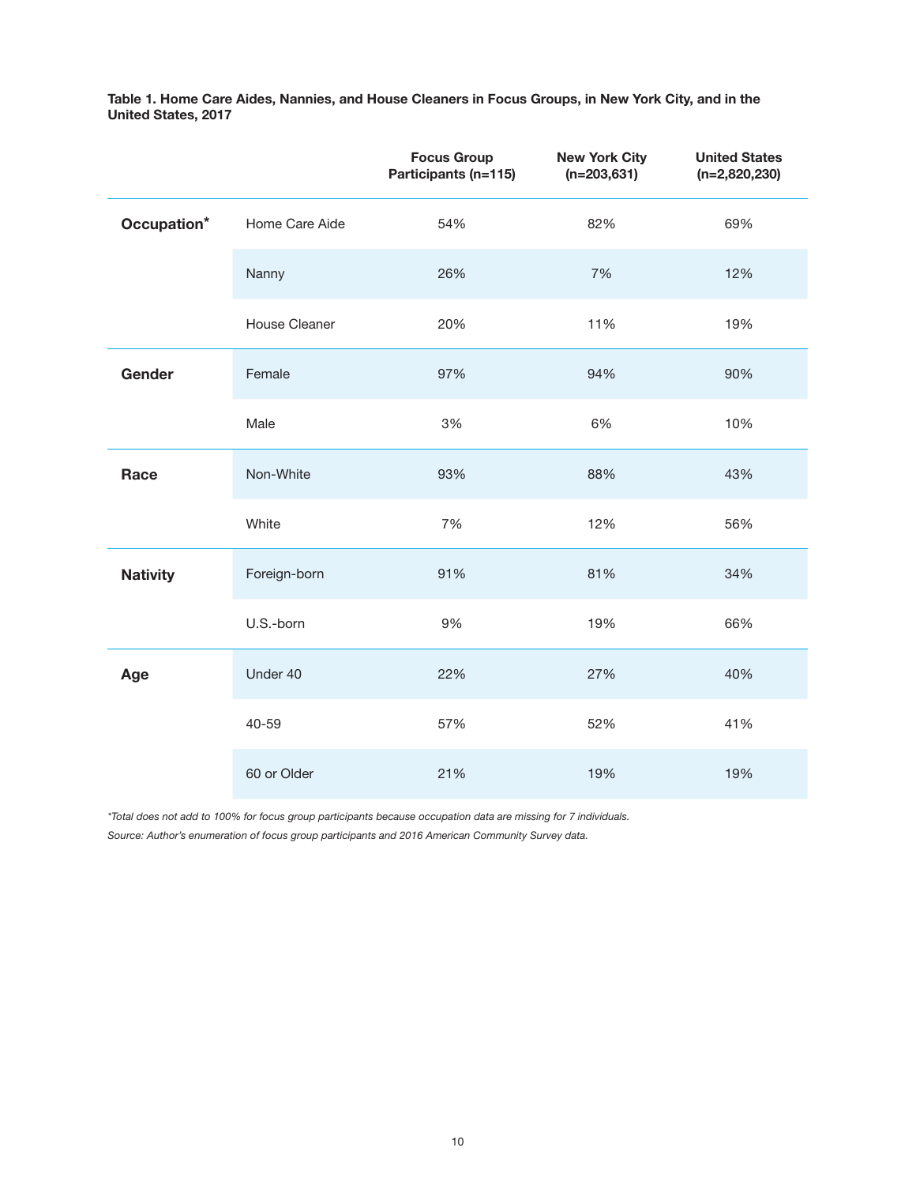**Table 1. Home Care Aides, Nannies, and House Cleaners in Focus Groups, in New York City, and in the United States, 2017**

| | | Focus Group Participants (n=115) | New York City (n=203,631) | United States (n=2,820,230) |
|---|---|---|---|---|
| **Occupation*** | Home Care Aide | 54% | 82% | 69% |
| | Nanny | 26% | 7% | 12% |
| | House Cleaner | 20% | 11% | 19% |
| **Gender** | Female | 97% | 94% | 90% |
| | Male | 3% | 6% | 10% |
| **Race** | Non-White | 93% | 88% | 43% |
| | White | 7% | 12% | 56% |
| **Nativity** | Foreign-born | 91% | 81% | 34% |
| | U.S.-born | 9% | 19% | 66% |
| **Age** | Under 40 | 22% | 27% | 40% |
| | 40-59 | 57% | 52% | 41% |
| | 60 or Older | 21% | 19% | 19% |

*\*Total does not add to 100% for focus group participants because occupation data are missing for 7 individuals.*

*Source: Author's enumeration of focus group participants and 2016 American Community Survey data.*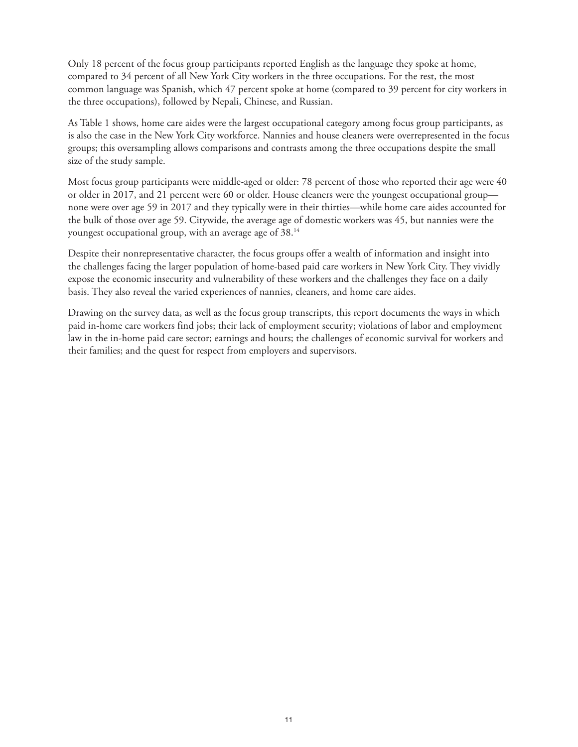Only 18 percent of the focus group participants reported English as the language they spoke at home, compared to 34 percent of all New York City workers in the three occupations. For the rest, the most common language was Spanish, which 47 percent spoke at home (compared to 39 percent for city workers in the three occupations), followed by Nepali, Chinese, and Russian.

As Table 1 shows, home care aides were the largest occupational category among focus group participants, as is also the case in the New York City workforce. Nannies and house cleaners were overrepresented in the focus groups; this oversampling allows comparisons and contrasts among the three occupations despite the small size of the study sample.

Most focus group participants were middle-aged or older: 78 percent of those who reported their age were 40 or older in 2017, and 21 percent were 60 or older. House cleaners were the youngest occupational group—none were over age 59 in 2017 and they typically were in their thirties—while home care aides accounted for the bulk of those over age 59. Citywide, the average age of domestic workers was 45, but nannies were the youngest occupational group, with an average age of 38.[14]

Despite their nonrepresentative character, the focus groups offer a wealth of information and insight into the challenges facing the larger population of home-based paid care workers in New York City. They vividly expose the economic insecurity and vulnerability of these workers and the challenges they face on a daily basis. They also reveal the varied experiences of nannies, cleaners, and home care aides.

Drawing on the survey data, as well as the focus group transcripts, this report documents the ways in which paid in-home care workers find jobs; their lack of employment security; violations of labor and employment law in the in-home paid care sector; earnings and hours; the challenges of economic survival for workers and their families; and the quest for respect from employers and supervisors.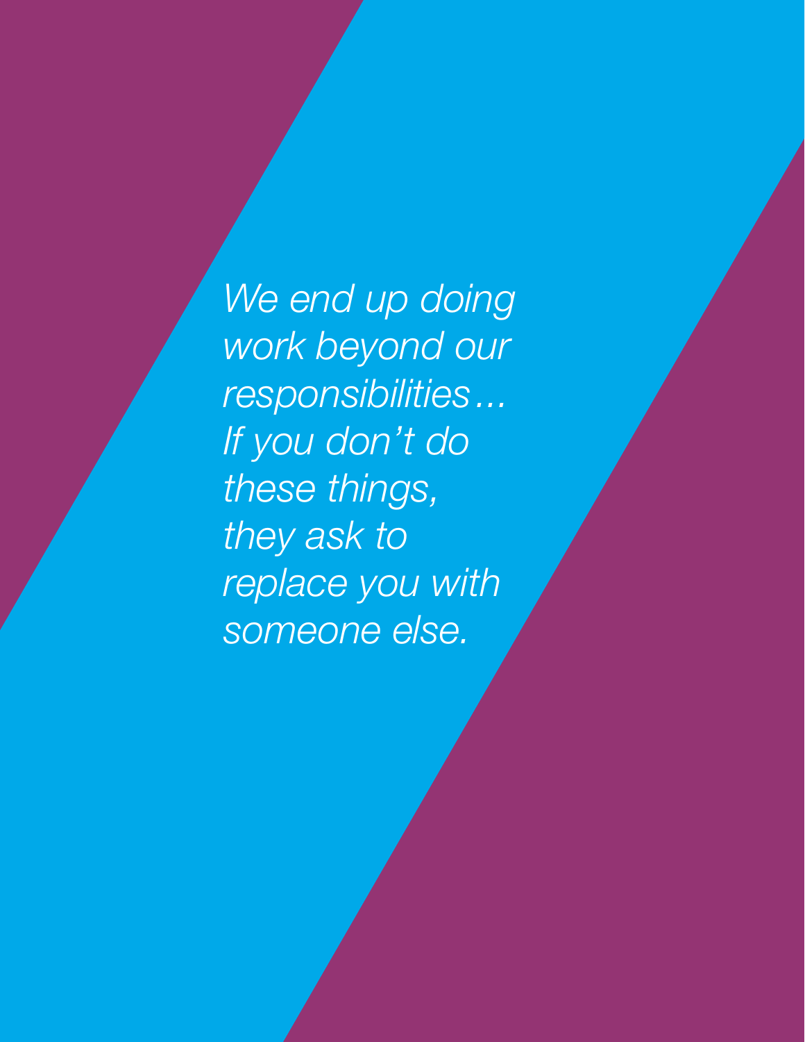*We end up doing work beyond our responsibilities… If you don't do these things, they ask to replace you with someone else.*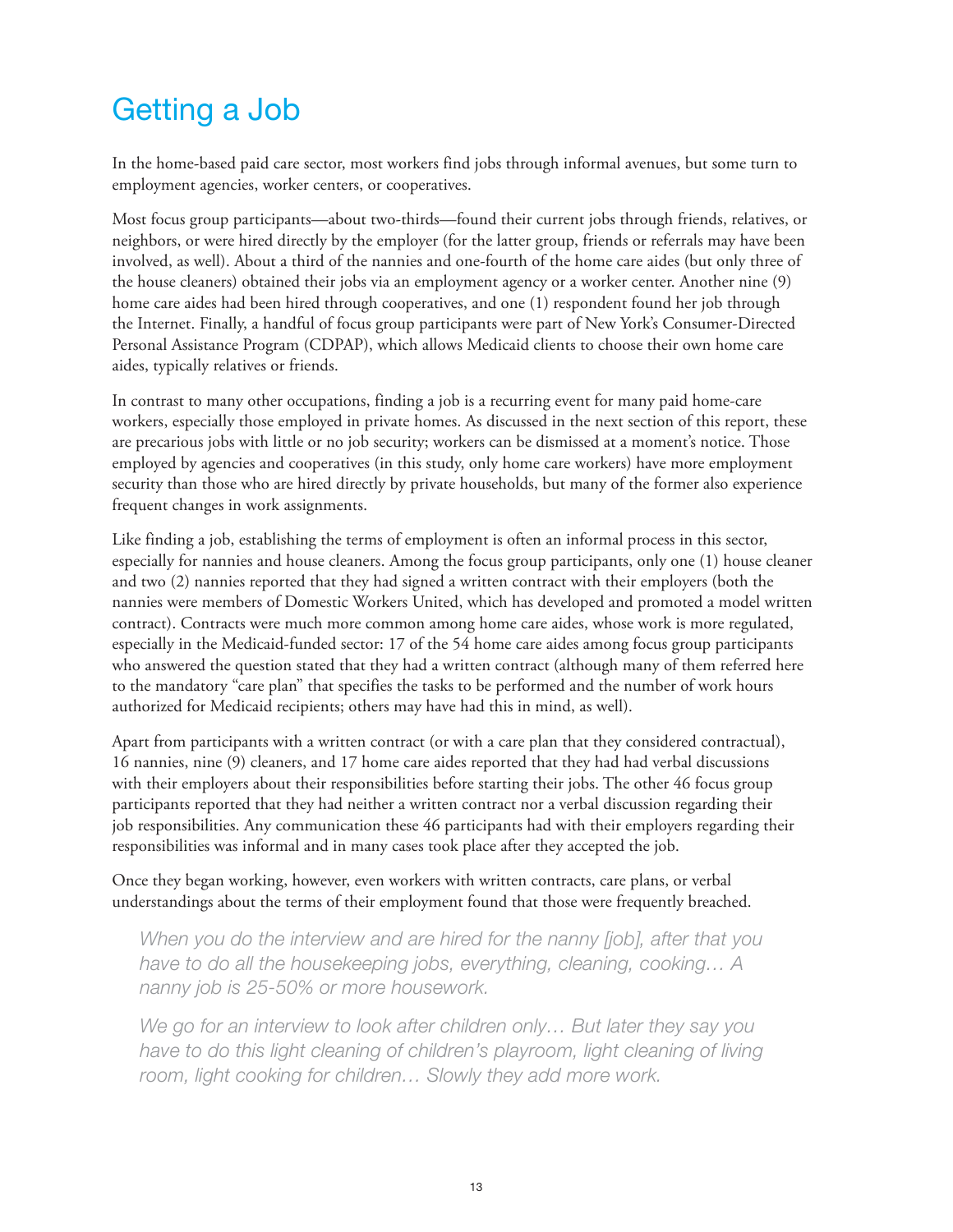# Getting a Job

In the home-based paid care sector, most workers find jobs through informal avenues, but some turn to employment agencies, worker centers, or cooperatives.

Most focus group participants—about two-thirds—found their current jobs through friends, relatives, or neighbors, or were hired directly by the employer (for the latter group, friends or referrals may have been involved, as well). About a third of the nannies and one-fourth of the home care aides (but only three of the house cleaners) obtained their jobs via an employment agency or a worker center. Another nine (9) home care aides had been hired through cooperatives, and one (1) respondent found her job through the Internet. Finally, a handful of focus group participants were part of New York's Consumer-Directed Personal Assistance Program (CDPAP), which allows Medicaid clients to choose their own home care aides, typically relatives or friends.

In contrast to many other occupations, finding a job is a recurring event for many paid home-care workers, especially those employed in private homes. As discussed in the next section of this report, these are precarious jobs with little or no job security; workers can be dismissed at a moment's notice. Those employed by agencies and cooperatives (in this study, only home care workers) have more employment security than those who are hired directly by private households, but many of the former also experience frequent changes in work assignments.

Like finding a job, establishing the terms of employment is often an informal process in this sector, especially for nannies and house cleaners. Among the focus group participants, only one (1) house cleaner and two (2) nannies reported that they had signed a written contract with their employers (both the nannies were members of Domestic Workers United, which has developed and promoted a model written contract). Contracts were much more common among home care aides, whose work is more regulated, especially in the Medicaid-funded sector: 17 of the 54 home care aides among focus group participants who answered the question stated that they had a written contract (although many of them referred here to the mandatory "care plan" that specifies the tasks to be performed and the number of work hours authorized for Medicaid recipients; others may have had this in mind, as well).

Apart from participants with a written contract (or with a care plan that they considered contractual), 16 nannies, nine (9) cleaners, and 17 home care aides reported that they had had verbal discussions with their employers about their responsibilities before starting their jobs. The other 46 focus group participants reported that they had neither a written contract nor a verbal discussion regarding their job responsibilities. Any communication these 46 participants had with their employers regarding their responsibilities was informal and in many cases took place after they accepted the job.

Once they began working, however, even workers with written contracts, care plans, or verbal understandings about the terms of their employment found that those were frequently breached.

> *When you do the interview and are hired for the nanny [job], after that you have to do all the housekeeping jobs, everything, cleaning, cooking… A nanny job is 25-50% or more housework.*

> *We go for an interview to look after children only… But later they say you have to do this light cleaning of children's playroom, light cleaning of living room, light cooking for children… Slowly they add more work.*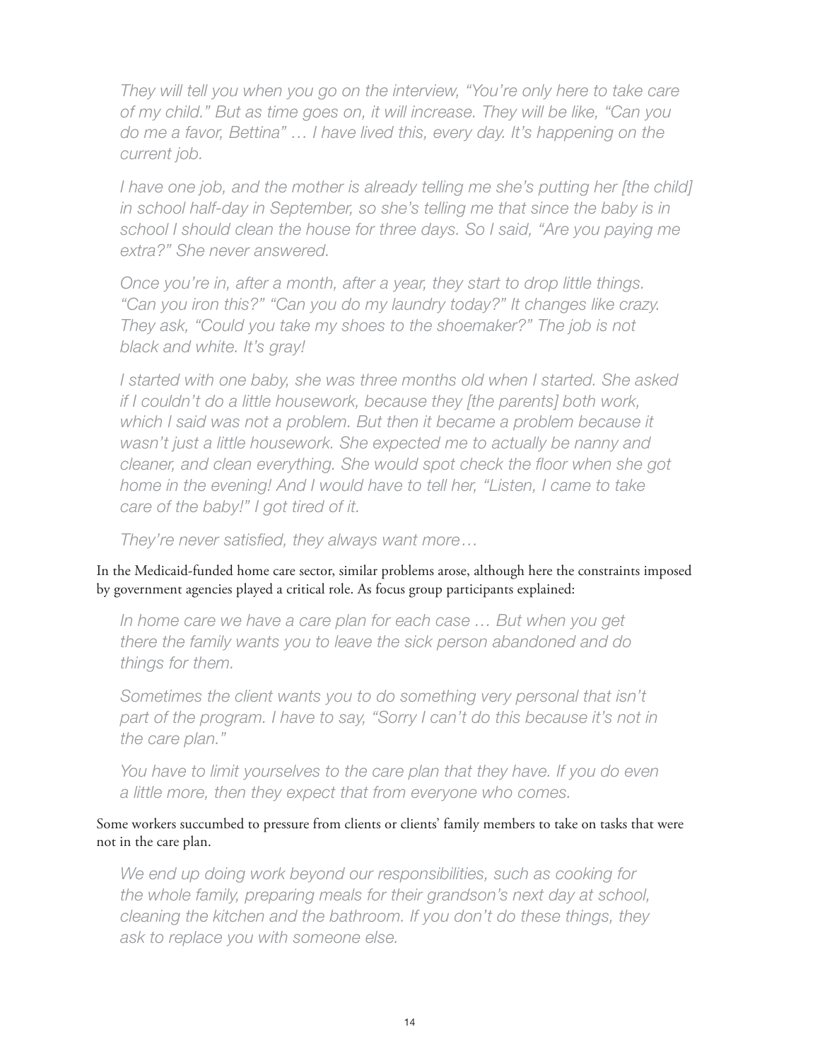*They will tell you when you go on the interview, "You're only here to take care of my child." But as time goes on, it will increase. They will be like, "Can you do me a favor, Bettina" … I have lived this, every day. It's happening on the current job.*

*I have one job, and the mother is already telling me she's putting her [the child] in school half-day in September, so she's telling me that since the baby is in school I should clean the house for three days. So I said, "Are you paying me extra?" She never answered.*

*Once you're in, after a month, after a year, they start to drop little things. "Can you iron this?" "Can you do my laundry today?" It changes like crazy. They ask, "Could you take my shoes to the shoemaker?" The job is not black and white. It's gray!*

*I started with one baby, she was three months old when I started. She asked if I couldn't do a little housework, because they [the parents] both work, which I said was not a problem. But then it became a problem because it wasn't just a little housework. She expected me to actually be nanny and cleaner, and clean everything. She would spot check the floor when she got home in the evening! And I would have to tell her, "Listen, I came to take care of the baby!" I got tired of it.*

*They're never satisfied, they always want more…*

In the Medicaid-funded home care sector, similar problems arose, although here the constraints imposed by government agencies played a critical role. As focus group participants explained:

*In home care we have a care plan for each case … But when you get there the family wants you to leave the sick person abandoned and do things for them.*

*Sometimes the client wants you to do something very personal that isn't part of the program. I have to say, "Sorry I can't do this because it's not in the care plan."*

*You have to limit yourselves to the care plan that they have. If you do even a little more, then they expect that from everyone who comes.*

Some workers succumbed to pressure from clients or clients' family members to take on tasks that were not in the care plan.

*We end up doing work beyond our responsibilities, such as cooking for the whole family, preparing meals for their grandson's next day at school, cleaning the kitchen and the bathroom. If you don't do these things, they ask to replace you with someone else.*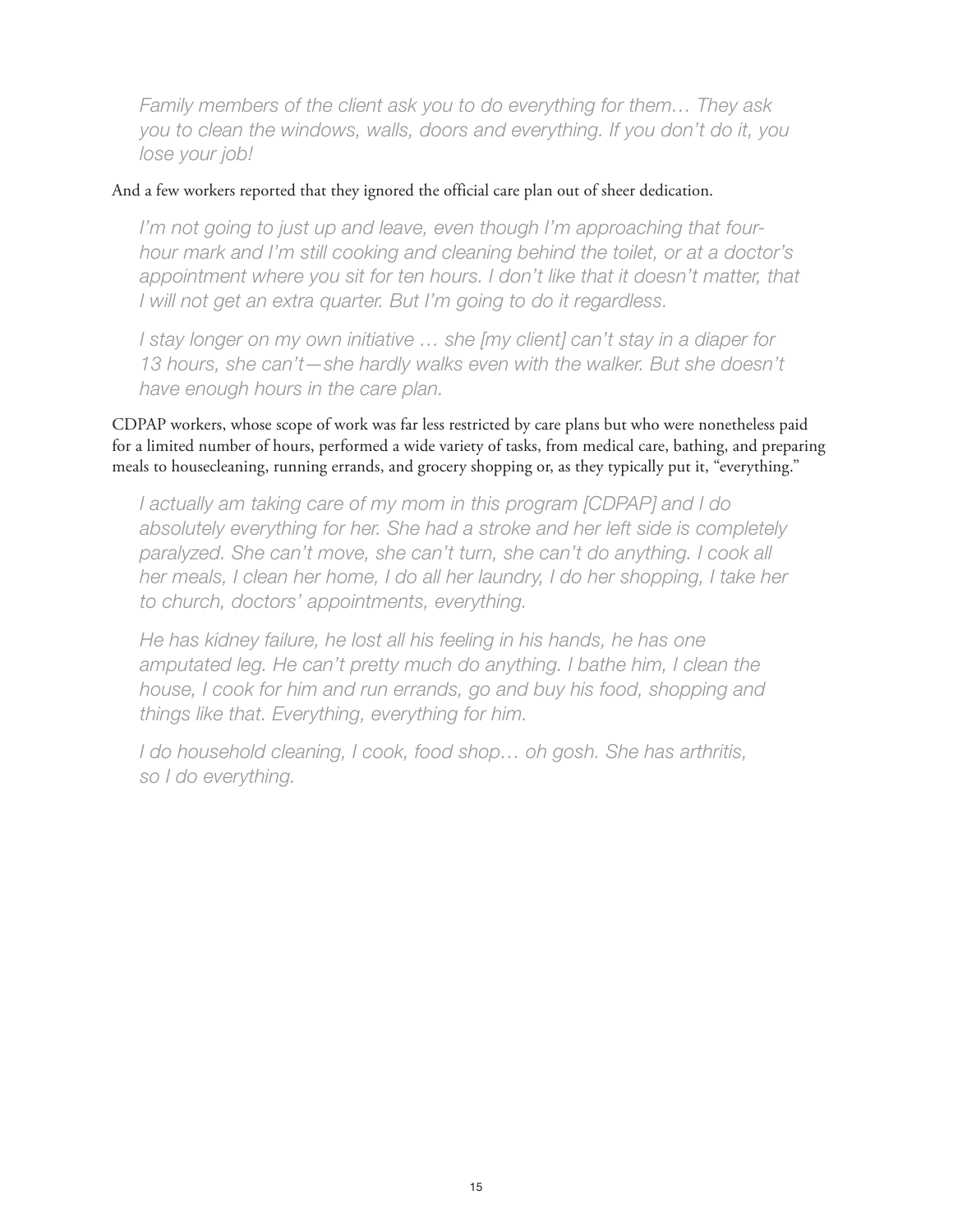> *Family members of the client ask you to do everything for them… They ask you to clean the windows, walls, doors and everything. If you don't do it, you lose your job!*

And a few workers reported that they ignored the official care plan out of sheer dedication.

> *I'm not going to just up and leave, even though I'm approaching that four-hour mark and I'm still cooking and cleaning behind the toilet, or at a doctor's appointment where you sit for ten hours. I don't like that it doesn't matter, that I will not get an extra quarter. But I'm going to do it regardless.*

> *I stay longer on my own initiative … she [my client] can't stay in a diaper for 13 hours, she can't—she hardly walks even with the walker. But she doesn't have enough hours in the care plan.*

CDPAP workers, whose scope of work was far less restricted by care plans but who were nonetheless paid for a limited number of hours, performed a wide variety of tasks, from medical care, bathing, and preparing meals to housecleaning, running errands, and grocery shopping or, as they typically put it, "everything."

> *I actually am taking care of my mom in this program [CDPAP] and I do absolutely everything for her. She had a stroke and her left side is completely paralyzed. She can't move, she can't turn, she can't do anything. I cook all her meals, I clean her home, I do all her laundry, I do her shopping, I take her to church, doctors' appointments, everything.*

> *He has kidney failure, he lost all his feeling in his hands, he has one amputated leg. He can't pretty much do anything. I bathe him, I clean the house, I cook for him and run errands, go and buy his food, shopping and things like that. Everything, everything for him.*

> *I do household cleaning, I cook, food shop… oh gosh. She has arthritis, so I do everything.*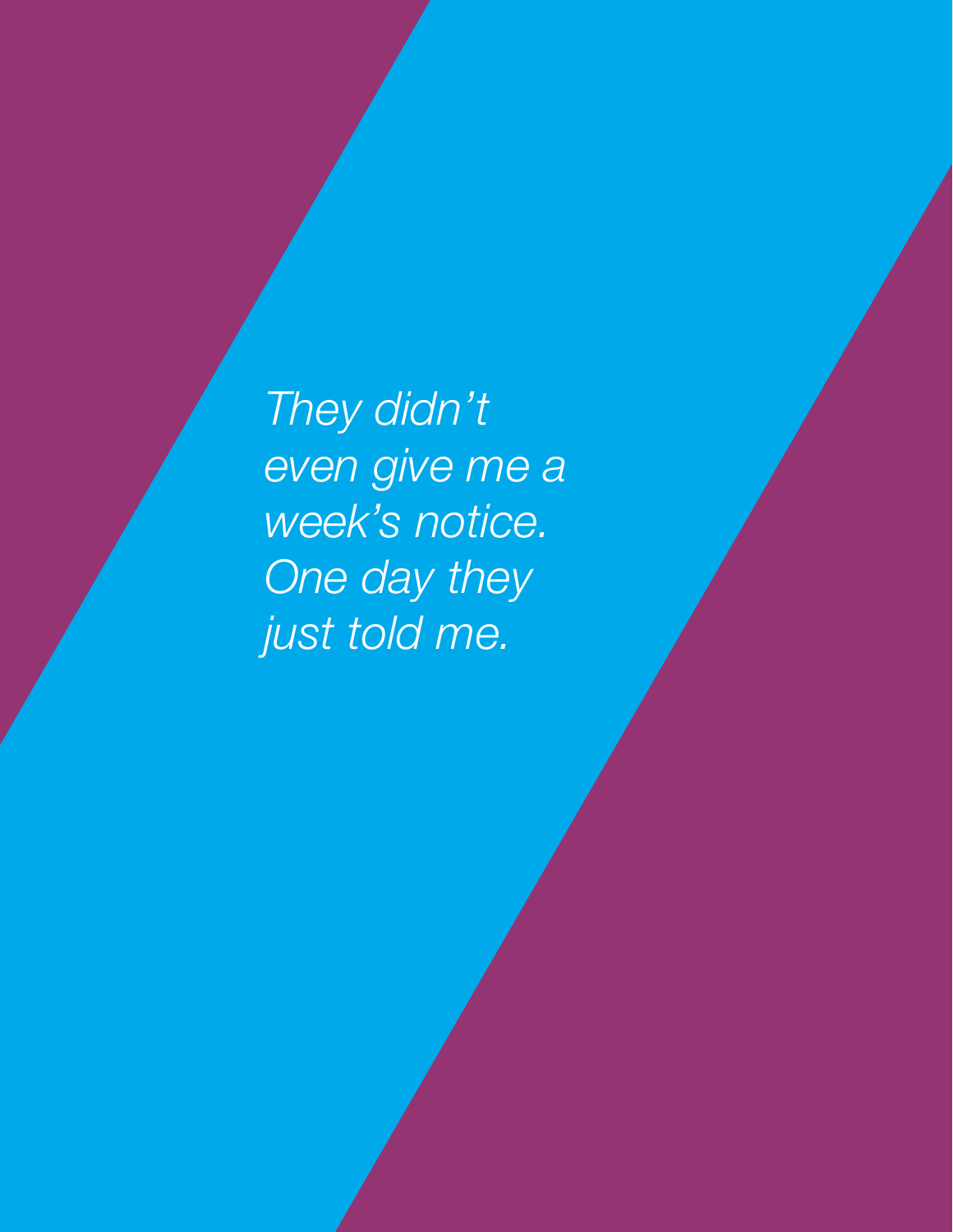*They didn't even give me a week's notice. One day they just told me.*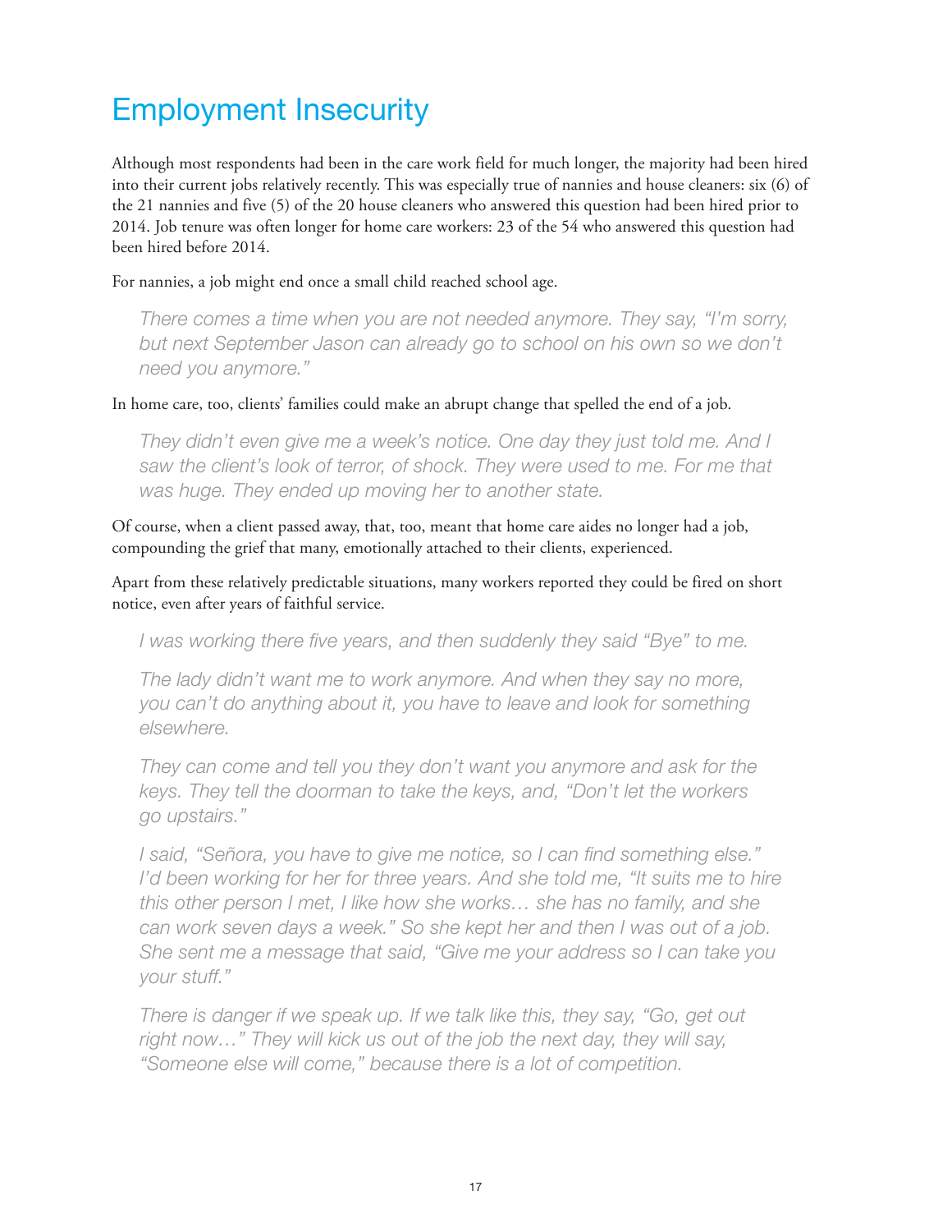# Employment Insecurity

Although most respondents had been in the care work field for much longer, the majority had been hired into their current jobs relatively recently. This was especially true of nannies and house cleaners: six (6) of the 21 nannies and five (5) of the 20 house cleaners who answered this question had been hired prior to 2014. Job tenure was often longer for home care workers: 23 of the 54 who answered this question had been hired before 2014.

For nannies, a job might end once a small child reached school age.

> *There comes a time when you are not needed anymore. They say, "I'm sorry, but next September Jason can already go to school on his own so we don't need you anymore."*

In home care, too, clients' families could make an abrupt change that spelled the end of a job.

> *They didn't even give me a week's notice. One day they just told me. And I saw the client's look of terror, of shock. They were used to me. For me that was huge. They ended up moving her to another state.*

Of course, when a client passed away, that, too, meant that home care aides no longer had a job, compounding the grief that many, emotionally attached to their clients, experienced.

Apart from these relatively predictable situations, many workers reported they could be fired on short notice, even after years of faithful service.

> *I was working there five years, and then suddenly they said "Bye" to me.*

> *The lady didn't want me to work anymore. And when they say no more, you can't do anything about it, you have to leave and look for something elsewhere.*

> *They can come and tell you they don't want you anymore and ask for the keys. They tell the doorman to take the keys, and, "Don't let the workers go upstairs."*

> *I said, "Señora, you have to give me notice, so I can find something else." I'd been working for her for three years. And she told me, "It suits me to hire this other person I met, I like how she works… she has no family, and she can work seven days a week." So she kept her and then I was out of a job. She sent me a message that said, "Give me your address so I can take you your stuff."*

> *There is danger if we speak up. If we talk like this, they say, "Go, get out right now…" They will kick us out of the job the next day, they will say, "Someone else will come," because there is a lot of competition.*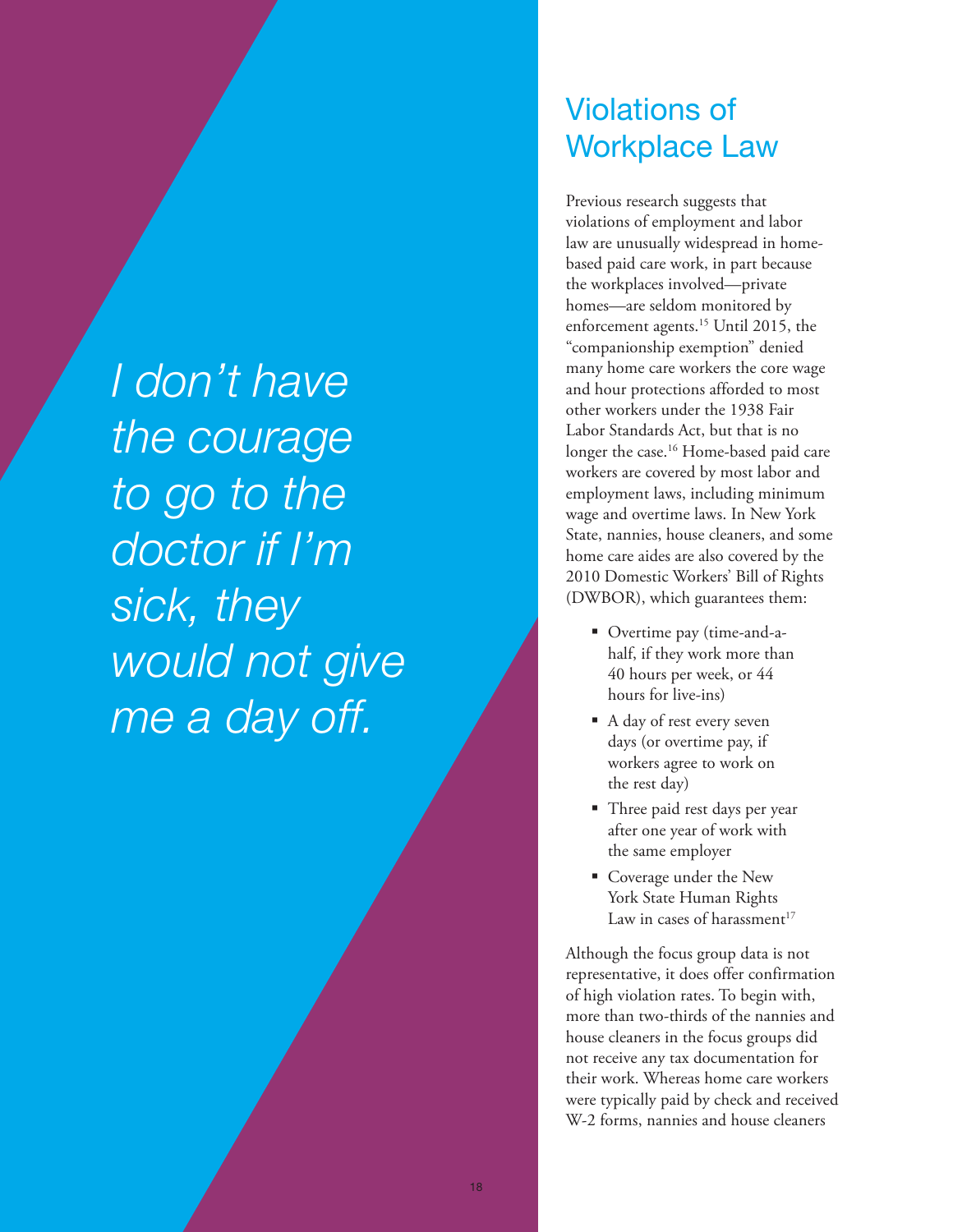*I don't have the courage to go to the doctor if I'm sick, they would not give me a day off.*

## Violations of Workplace Law

Previous research suggests that violations of employment and labor law are unusually widespread in home-based paid care work, in part because the workplaces involved—private homes—are seldom monitored by enforcement agents.[15] Until 2015, the "companionship exemption" denied many home care workers the core wage and hour protections afforded to most other workers under the 1938 Fair Labor Standards Act, but that is no longer the case.[16] Home-based paid care workers are covered by most labor and employment laws, including minimum wage and overtime laws. In New York State, nannies, house cleaners, and some home care aides are also covered by the 2010 Domestic Workers' Bill of Rights (DWBOR), which guarantees them:

- Overtime pay (time-and-a-half, if they work more than 40 hours per week, or 44 hours for live-ins)
- A day of rest every seven days (or overtime pay, if workers agree to work on the rest day)
- Three paid rest days per year after one year of work with the same employer
- Coverage under the New York State Human Rights Law in cases of harassment[17]

Although the focus group data is not representative, it does offer confirmation of high violation rates. To begin with, more than two-thirds of the nannies and house cleaners in the focus groups did not receive any tax documentation for their work. Whereas home care workers were typically paid by check and received W-2 forms, nannies and house cleaners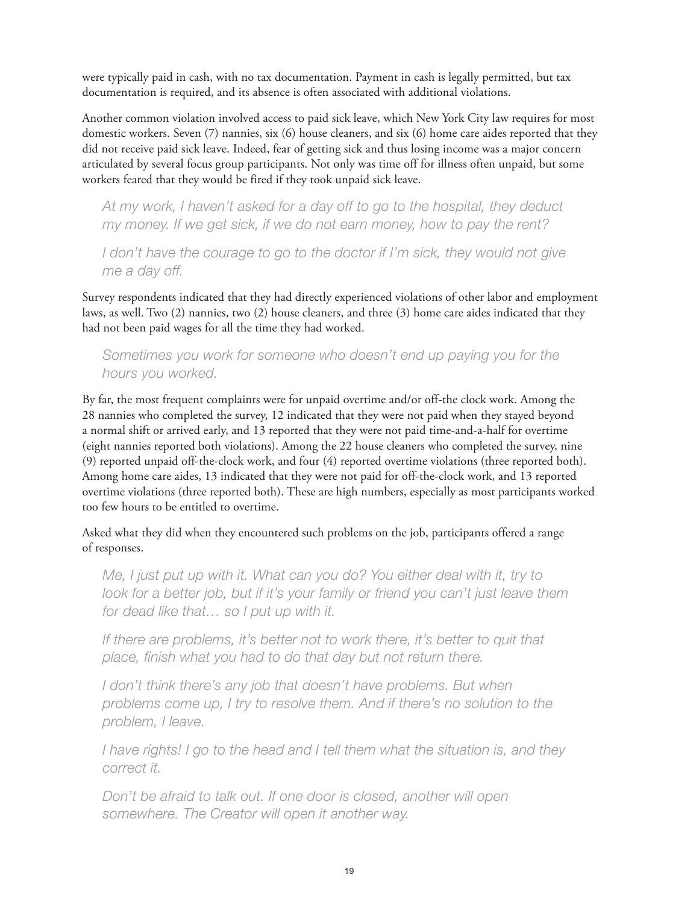were typically paid in cash, with no tax documentation. Payment in cash is legally permitted, but tax documentation is required, and its absence is often associated with additional violations.

Another common violation involved access to paid sick leave, which New York City law requires for most domestic workers. Seven (7) nannies, six (6) house cleaners, and six (6) home care aides reported that they did not receive paid sick leave. Indeed, fear of getting sick and thus losing income was a major concern articulated by several focus group participants. Not only was time off for illness often unpaid, but some workers feared that they would be fired if they took unpaid sick leave.

> *At my work, I haven't asked for a day off to go to the hospital, they deduct my money. If we get sick, if we do not earn money, how to pay the rent?*

> *I don't have the courage to go to the doctor if I'm sick, they would not give me a day off.*

Survey respondents indicated that they had directly experienced violations of other labor and employment laws, as well. Two (2) nannies, two (2) house cleaners, and three (3) home care aides indicated that they had not been paid wages for all the time they had worked.

> *Sometimes you work for someone who doesn't end up paying you for the hours you worked.*

By far, the most frequent complaints were for unpaid overtime and/or off-the clock work. Among the 28 nannies who completed the survey, 12 indicated that they were not paid when they stayed beyond a normal shift or arrived early, and 13 reported that they were not paid time-and-a-half for overtime (eight nannies reported both violations). Among the 22 house cleaners who completed the survey, nine (9) reported unpaid off-the-clock work, and four (4) reported overtime violations (three reported both). Among home care aides, 13 indicated that they were not paid for off-the-clock work, and 13 reported overtime violations (three reported both). These are high numbers, especially as most participants worked too few hours to be entitled to overtime.

Asked what they did when they encountered such problems on the job, participants offered a range of responses.

> *Me, I just put up with it. What can you do? You either deal with it, try to look for a better job, but if it's your family or friend you can't just leave them for dead like that… so I put up with it.*

> *If there are problems, it's better not to work there, it's better to quit that place, finish what you had to do that day but not return there.*

> *I don't think there's any job that doesn't have problems. But when problems come up, I try to resolve them. And if there's no solution to the problem, I leave.*

> *I have rights! I go to the head and I tell them what the situation is, and they correct it.*

> *Don't be afraid to talk out. If one door is closed, another will open somewhere. The Creator will open it another way.*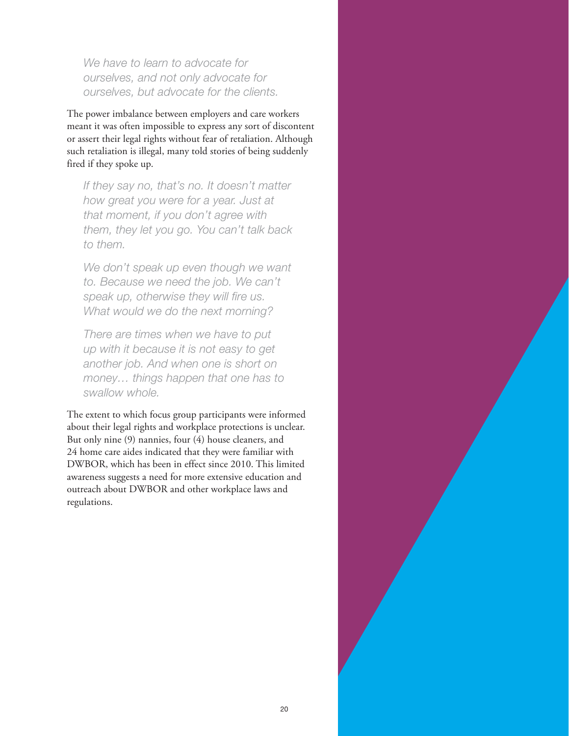> *We have to learn to advocate for ourselves, and not only advocate for ourselves, but advocate for the clients.*

The power imbalance between employers and care workers meant it was often impossible to express any sort of discontent or assert their legal rights without fear of retaliation. Although such retaliation is illegal, many told stories of being suddenly fired if they spoke up.

> *If they say no, that's no. It doesn't matter how great you were for a year. Just at that moment, if you don't agree with them, they let you go. You can't talk back to them.*

> *We don't speak up even though we want to. Because we need the job. We can't speak up, otherwise they will fire us. What would we do the next morning?*

> *There are times when we have to put up with it because it is not easy to get another job. And when one is short on money… things happen that one has to swallow whole.*

The extent to which focus group participants were informed about their legal rights and workplace protections is unclear. But only nine (9) nannies, four (4) house cleaners, and 24 home care aides indicated that they were familiar with DWBOR, which has been in effect since 2010. This limited awareness suggests a need for more extensive education and outreach about DWBOR and other workplace laws and regulations.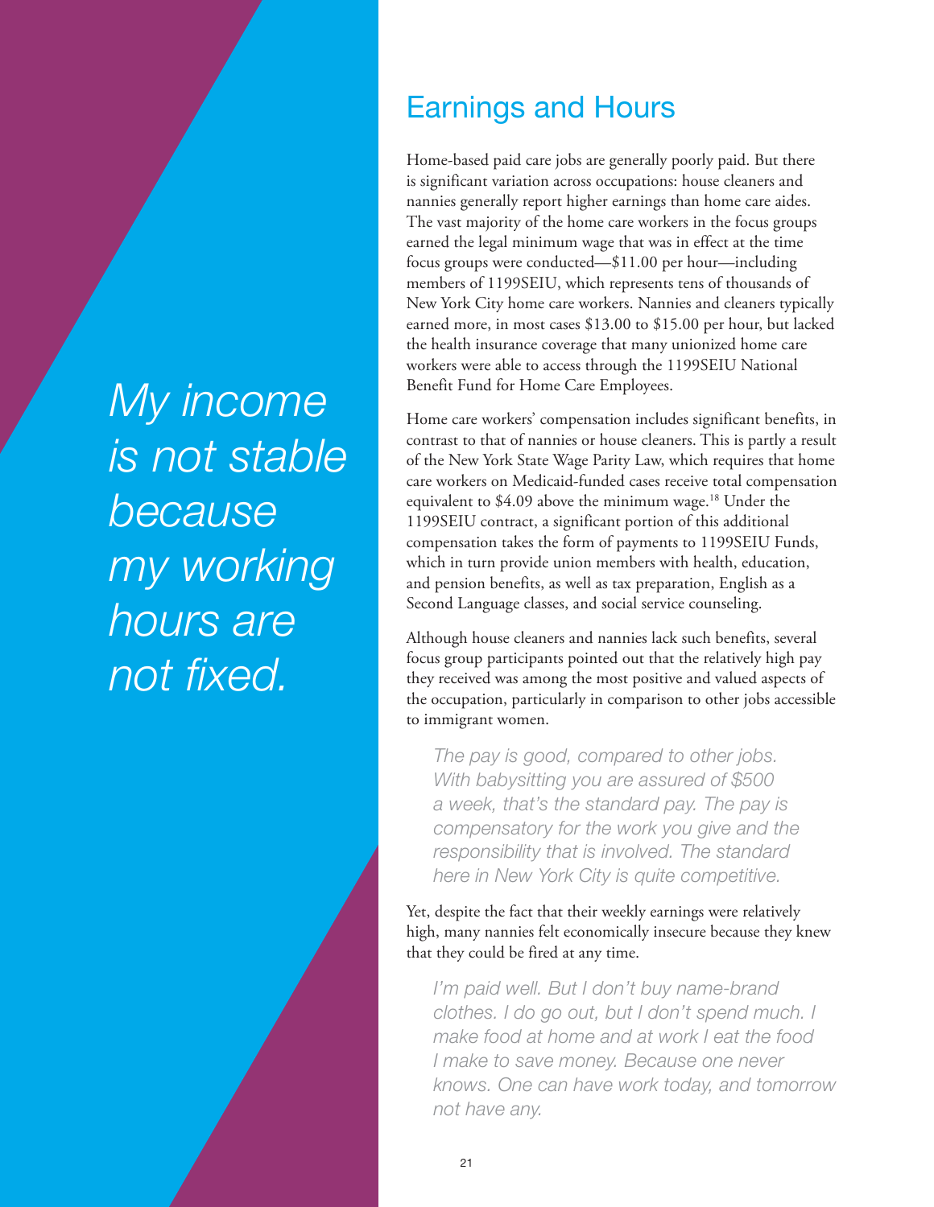*My income is not stable because my working hours are not fixed.*

## Earnings and Hours

Home-based paid care jobs are generally poorly paid. But there is significant variation across occupations: house cleaners and nannies generally report higher earnings than home care aides. The vast majority of the home care workers in the focus groups earned the legal minimum wage that was in effect at the time focus groups were conducted—$11.00 per hour—including members of 1199SEIU, which represents tens of thousands of New York City home care workers. Nannies and cleaners typically earned more, in most cases $13.00 to $15.00 per hour, but lacked the health insurance coverage that many unionized home care workers were able to access through the 1199SEIU National Benefit Fund for Home Care Employees.

Home care workers' compensation includes significant benefits, in contrast to that of nannies or house cleaners. This is partly a result of the New York State Wage Parity Law, which requires that home care workers on Medicaid-funded cases receive total compensation equivalent to $4.09 above the minimum wage.[18] Under the 1199SEIU contract, a significant portion of this additional compensation takes the form of payments to 1199SEIU Funds, which in turn provide union members with health, education, and pension benefits, as well as tax preparation, English as a Second Language classes, and social service counseling.

Although house cleaners and nannies lack such benefits, several focus group participants pointed out that the relatively high pay they received was among the most positive and valued aspects of the occupation, particularly in comparison to other jobs accessible to immigrant women.

> *The pay is good, compared to other jobs. With babysitting you are assured of $500 a week, that's the standard pay. The pay is compensatory for the work you give and the responsibility that is involved. The standard here in New York City is quite competitive.*

Yet, despite the fact that their weekly earnings were relatively high, many nannies felt economically insecure because they knew that they could be fired at any time.

> *I'm paid well. But I don't buy name-brand clothes. I do go out, but I don't spend much. I make food at home and at work I eat the food I make to save money. Because one never knows. One can have work today, and tomorrow not have any.*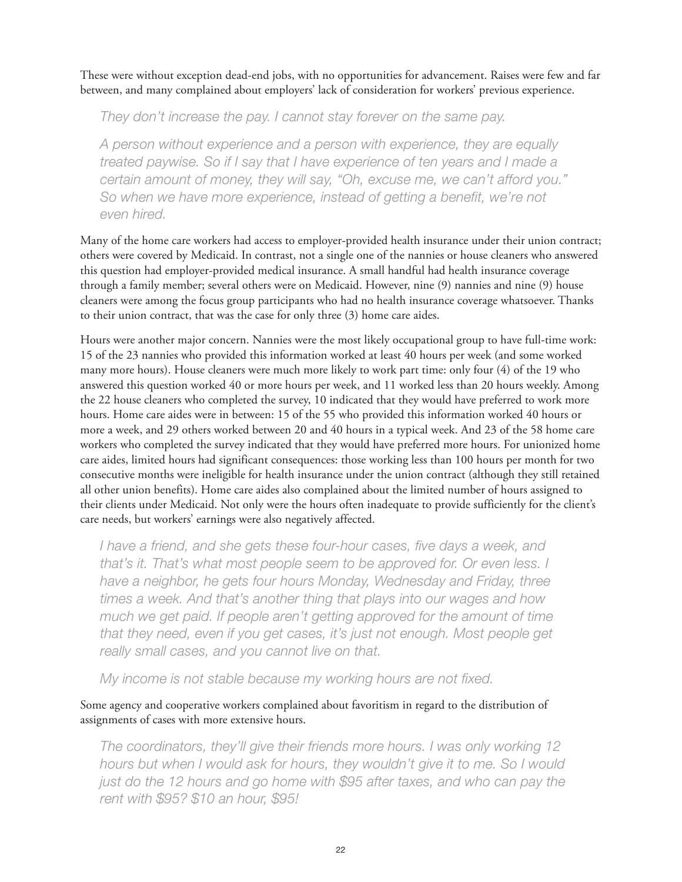These were without exception dead-end jobs, with no opportunities for advancement. Raises were few and far between, and many complained about employers' lack of consideration for workers' previous experience.

> *They don't increase the pay. I cannot stay forever on the same pay.*

> *A person without experience and a person with experience, they are equally treated paywise. So if I say that I have experience of ten years and I made a certain amount of money, they will say, "Oh, excuse me, we can't afford you." So when we have more experience, instead of getting a benefit, we're not even hired.*

Many of the home care workers had access to employer-provided health insurance under their union contract; others were covered by Medicaid. In contrast, not a single one of the nannies or house cleaners who answered this question had employer-provided medical insurance. A small handful had health insurance coverage through a family member; several others were on Medicaid. However, nine (9) nannies and nine (9) house cleaners were among the focus group participants who had no health insurance coverage whatsoever. Thanks to their union contract, that was the case for only three (3) home care aides.

Hours were another major concern. Nannies were the most likely occupational group to have full-time work: 15 of the 23 nannies who provided this information worked at least 40 hours per week (and some worked many more hours). House cleaners were much more likely to work part time: only four (4) of the 19 who answered this question worked 40 or more hours per week, and 11 worked less than 20 hours weekly. Among the 22 house cleaners who completed the survey, 10 indicated that they would have preferred to work more hours. Home care aides were in between: 15 of the 55 who provided this information worked 40 hours or more a week, and 29 others worked between 20 and 40 hours in a typical week. And 23 of the 58 home care workers who completed the survey indicated that they would have preferred more hours. For unionized home care aides, limited hours had significant consequences: those working less than 100 hours per month for two consecutive months were ineligible for health insurance under the union contract (although they still retained all other union benefits). Home care aides also complained about the limited number of hours assigned to their clients under Medicaid. Not only were the hours often inadequate to provide sufficiently for the client's care needs, but workers' earnings were also negatively affected.

> *I have a friend, and she gets these four-hour cases, five days a week, and that's it. That's what most people seem to be approved for. Or even less. I have a neighbor, he gets four hours Monday, Wednesday and Friday, three times a week. And that's another thing that plays into our wages and how much we get paid. If people aren't getting approved for the amount of time that they need, even if you get cases, it's just not enough. Most people get really small cases, and you cannot live on that.*

> *My income is not stable because my working hours are not fixed.*

Some agency and cooperative workers complained about favoritism in regard to the distribution of assignments of cases with more extensive hours.

> *The coordinators, they'll give their friends more hours. I was only working 12 hours but when I would ask for hours, they wouldn't give it to me. So I would just do the 12 hours and go home with $95 after taxes, and who can pay the rent with $95? $10 an hour, $95!*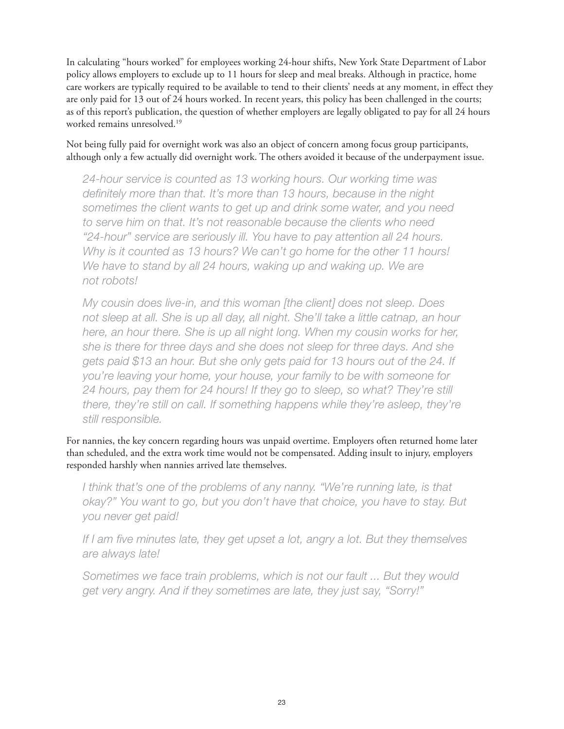In calculating "hours worked" for employees working 24-hour shifts, New York State Department of Labor policy allows employers to exclude up to 11 hours for sleep and meal breaks. Although in practice, home care workers are typically required to be available to tend to their clients' needs at any moment, in effect they are only paid for 13 out of 24 hours worked. In recent years, this policy has been challenged in the courts; as of this report's publication, the question of whether employers are legally obligated to pay for all 24 hours worked remains unresolved.[19]

Not being fully paid for overnight work was also an object of concern among focus group participants, although only a few actually did overnight work. The others avoided it because of the underpayment issue.

> *24-hour service is counted as 13 working hours. Our working time was definitely more than that. It's more than 13 hours, because in the night sometimes the client wants to get up and drink some water, and you need to serve him on that. It's not reasonable because the clients who need "24-hour" service are seriously ill. You have to pay attention all 24 hours. Why is it counted as 13 hours? We can't go home for the other 11 hours! We have to stand by all 24 hours, waking up and waking up. We are not robots!*

> *My cousin does live-in, and this woman [the client] does not sleep. Does not sleep at all. She is up all day, all night. She'll take a little catnap, an hour here, an hour there. She is up all night long. When my cousin works for her, she is there for three days and she does not sleep for three days. And she gets paid $13 an hour. But she only gets paid for 13 hours out of the 24. If you're leaving your home, your house, your family to be with someone for 24 hours, pay them for 24 hours! If they go to sleep, so what? They're still there, they're still on call. If something happens while they're asleep, they're still responsible.*

For nannies, the key concern regarding hours was unpaid overtime. Employers often returned home later than scheduled, and the extra work time would not be compensated. Adding insult to injury, employers responded harshly when nannies arrived late themselves.

> *I think that's one of the problems of any nanny. "We're running late, is that okay?" You want to go, but you don't have that choice, you have to stay. But you never get paid!*

> *If I am five minutes late, they get upset a lot, angry a lot. But they themselves are always late!*

> *Sometimes we face train problems, which is not our fault ... But they would get very angry. And if they sometimes are late, they just say, "Sorry!"*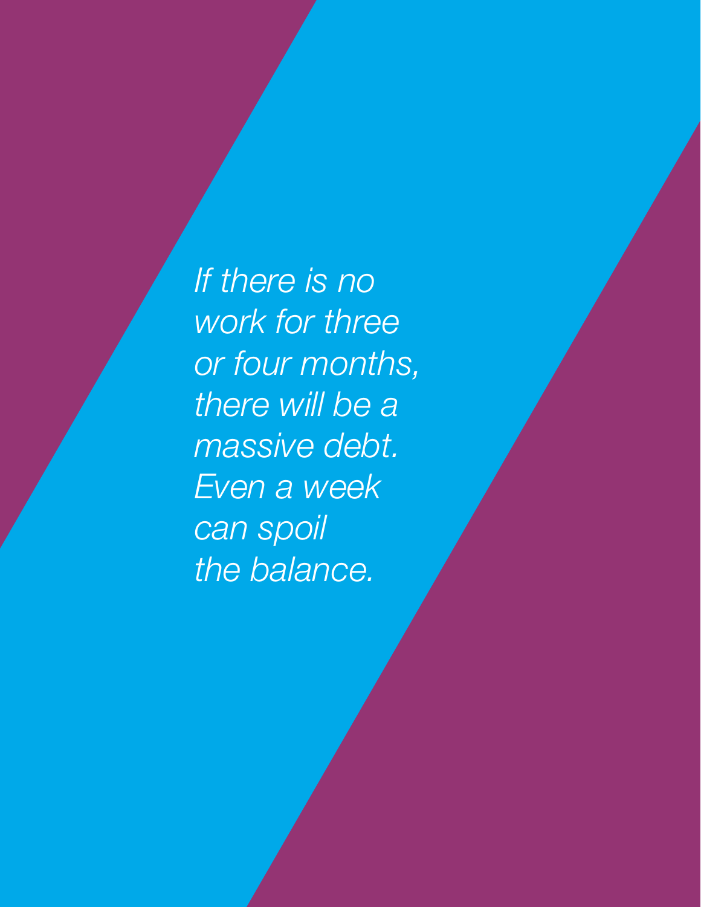*If there is no work for three or four months, there will be a massive debt. Even a week can spoil the balance.*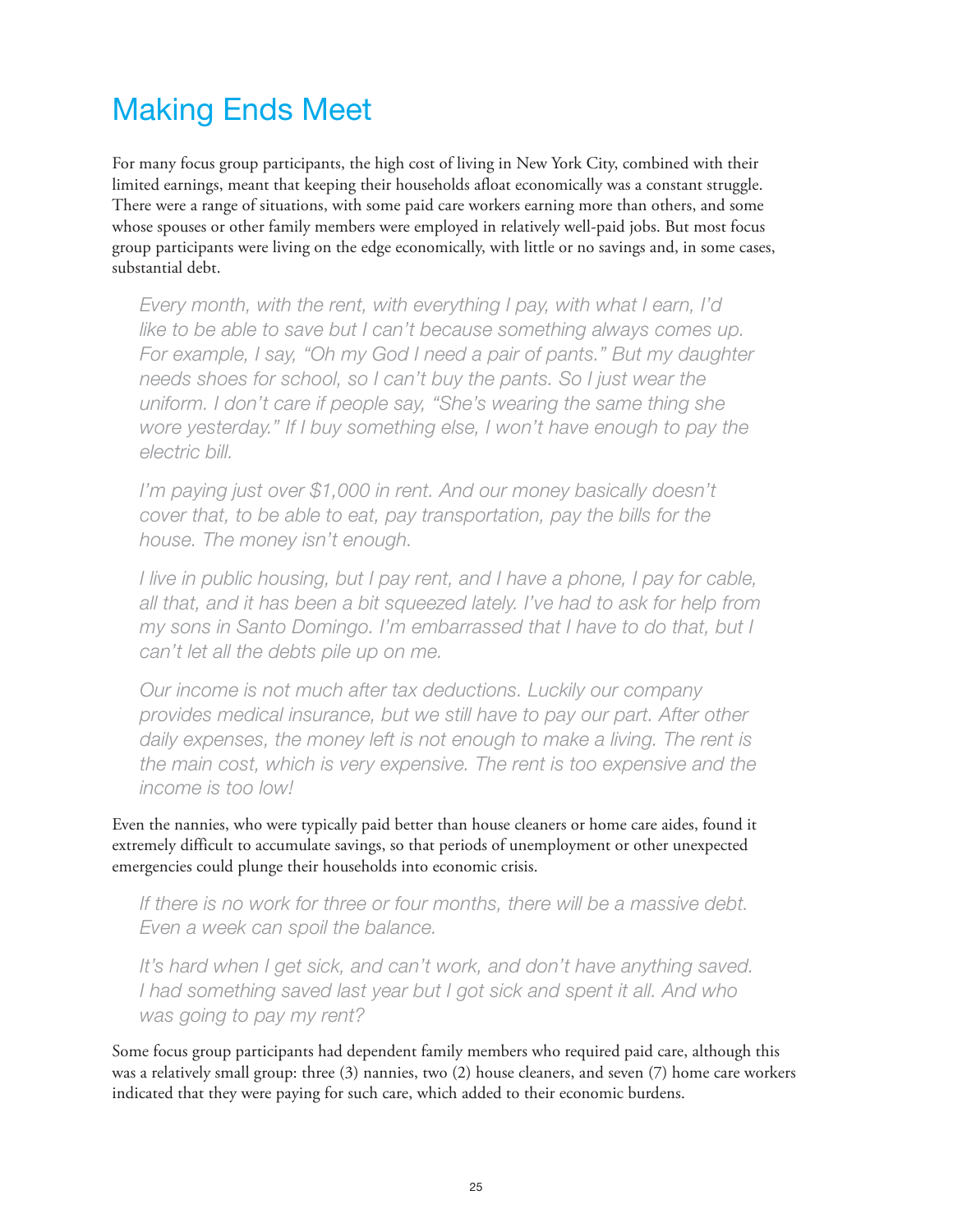## Making Ends Meet

For many focus group participants, the high cost of living in New York City, combined with their limited earnings, meant that keeping their households afloat economically was a constant struggle. There were a range of situations, with some paid care workers earning more than others, and some whose spouses or other family members were employed in relatively well-paid jobs. But most focus group participants were living on the edge economically, with little or no savings and, in some cases, substantial debt.

> *Every month, with the rent, with everything I pay, with what I earn, I'd like to be able to save but I can't because something always comes up. For example, I say, "Oh my God I need a pair of pants." But my daughter needs shoes for school, so I can't buy the pants. So I just wear the uniform. I don't care if people say, "She's wearing the same thing she wore yesterday." If I buy something else, I won't have enough to pay the electric bill.*

> *I'm paying just over $1,000 in rent. And our money basically doesn't cover that, to be able to eat, pay transportation, pay the bills for the house. The money isn't enough.*

> *I live in public housing, but I pay rent, and I have a phone, I pay for cable, all that, and it has been a bit squeezed lately. I've had to ask for help from my sons in Santo Domingo. I'm embarrassed that I have to do that, but I can't let all the debts pile up on me.*

> *Our income is not much after tax deductions. Luckily our company provides medical insurance, but we still have to pay our part. After other daily expenses, the money left is not enough to make a living. The rent is the main cost, which is very expensive. The rent is too expensive and the income is too low!*

Even the nannies, who were typically paid better than house cleaners or home care aides, found it extremely difficult to accumulate savings, so that periods of unemployment or other unexpected emergencies could plunge their households into economic crisis.

> *If there is no work for three or four months, there will be a massive debt. Even a week can spoil the balance.*

> *It's hard when I get sick, and can't work, and don't have anything saved. I had something saved last year but I got sick and spent it all. And who was going to pay my rent?*

Some focus group participants had dependent family members who required paid care, although this was a relatively small group: three (3) nannies, two (2) house cleaners, and seven (7) home care workers indicated that they were paying for such care, which added to their economic burdens.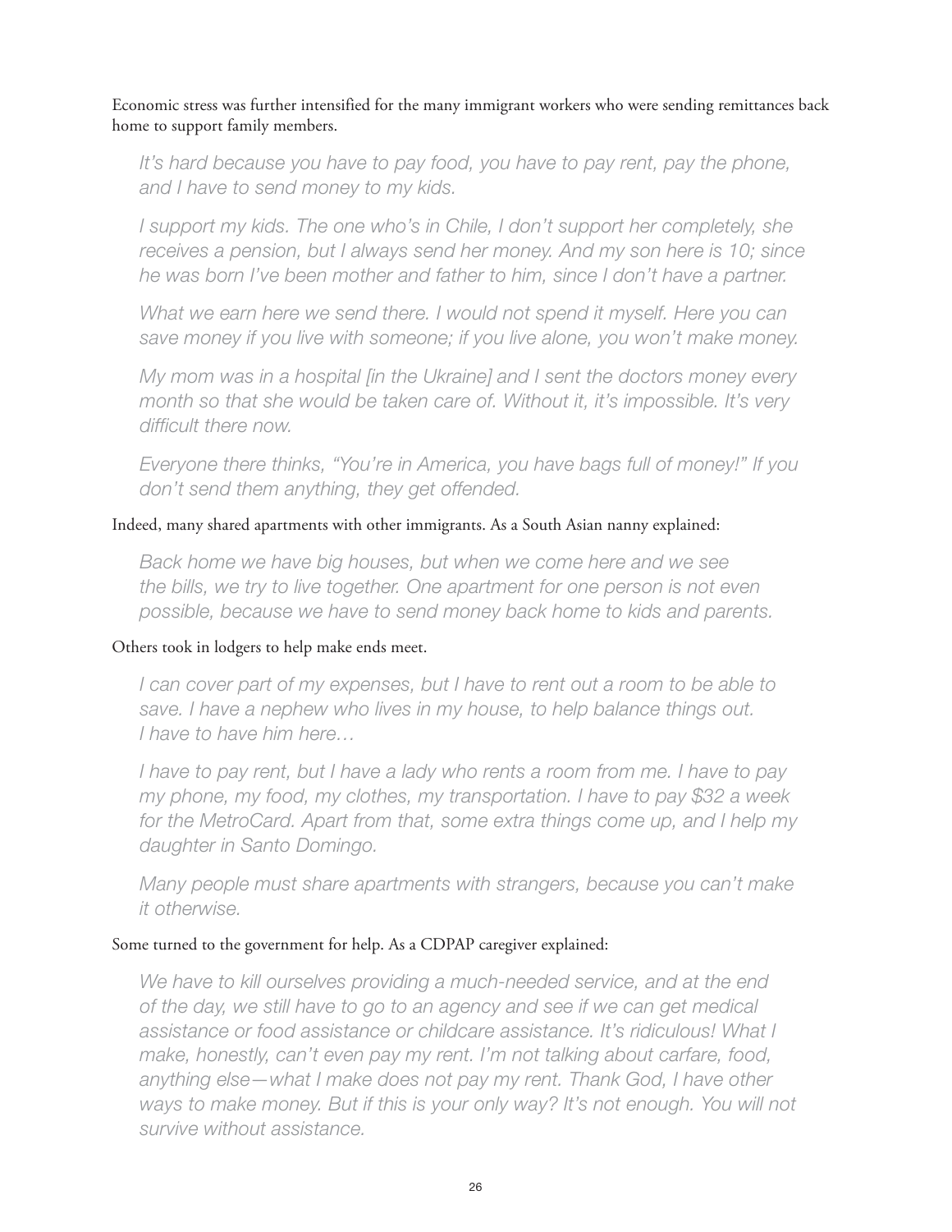Economic stress was further intensified for the many immigrant workers who were sending remittances back home to support family members.

> *It's hard because you have to pay food, you have to pay rent, pay the phone, and I have to send money to my kids.*
>
> *I support my kids. The one who's in Chile, I don't support her completely, she receives a pension, but I always send her money. And my son here is 10; since he was born I've been mother and father to him, since I don't have a partner.*
>
> *What we earn here we send there. I would not spend it myself. Here you can save money if you live with someone; if you live alone, you won't make money.*
>
> *My mom was in a hospital [in the Ukraine] and I sent the doctors money every month so that she would be taken care of. Without it, it's impossible. It's very difficult there now.*
>
> *Everyone there thinks, "You're in America, you have bags full of money!" If you don't send them anything, they get offended.*

Indeed, many shared apartments with other immigrants. As a South Asian nanny explained:

> *Back home we have big houses, but when we come here and we see the bills, we try to live together. One apartment for one person is not even possible, because we have to send money back home to kids and parents.*

Others took in lodgers to help make ends meet.

> *I can cover part of my expenses, but I have to rent out a room to be able to save. I have a nephew who lives in my house, to help balance things out. I have to have him here…*
>
> *I have to pay rent, but I have a lady who rents a room from me. I have to pay my phone, my food, my clothes, my transportation. I have to pay $32 a week for the MetroCard. Apart from that, some extra things come up, and I help my daughter in Santo Domingo.*
>
> *Many people must share apartments with strangers, because you can't make it otherwise.*

Some turned to the government for help. As a CDPAP caregiver explained:

> *We have to kill ourselves providing a much-needed service, and at the end of the day, we still have to go to an agency and see if we can get medical assistance or food assistance or childcare assistance. It's ridiculous! What I make, honestly, can't even pay my rent. I'm not talking about carfare, food, anything else—what I make does not pay my rent. Thank God, I have other ways to make money. But if this is your only way? It's not enough. You will not survive without assistance.*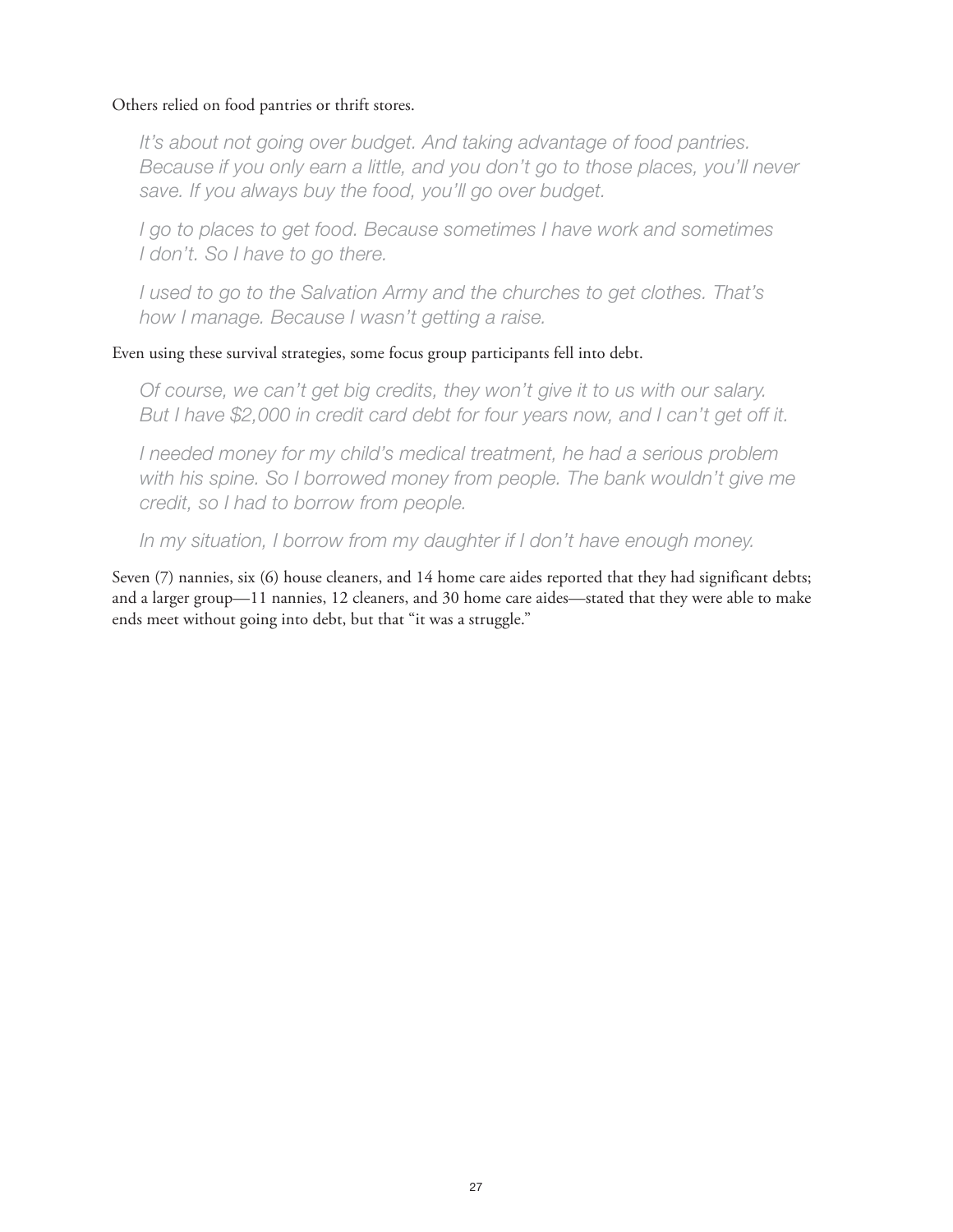Others relied on food pantries or thrift stores.

> *It's about not going over budget. And taking advantage of food pantries. Because if you only earn a little, and you don't go to those places, you'll never save. If you always buy the food, you'll go over budget.*
>
> *I go to places to get food. Because sometimes I have work and sometimes I don't. So I have to go there.*
>
> *I used to go to the Salvation Army and the churches to get clothes. That's how I manage. Because I wasn't getting a raise.*

Even using these survival strategies, some focus group participants fell into debt.

> *Of course, we can't get big credits, they won't give it to us with our salary. But I have $2,000 in credit card debt for four years now, and I can't get off it.*
>
> *I needed money for my child's medical treatment, he had a serious problem with his spine. So I borrowed money from people. The bank wouldn't give me credit, so I had to borrow from people.*
>
> *In my situation, I borrow from my daughter if I don't have enough money.*

Seven (7) nannies, six (6) house cleaners, and 14 home care aides reported that they had significant debts; and a larger group—11 nannies, 12 cleaners, and 30 home care aides—stated that they were able to make ends meet without going into debt, but that "it was a struggle."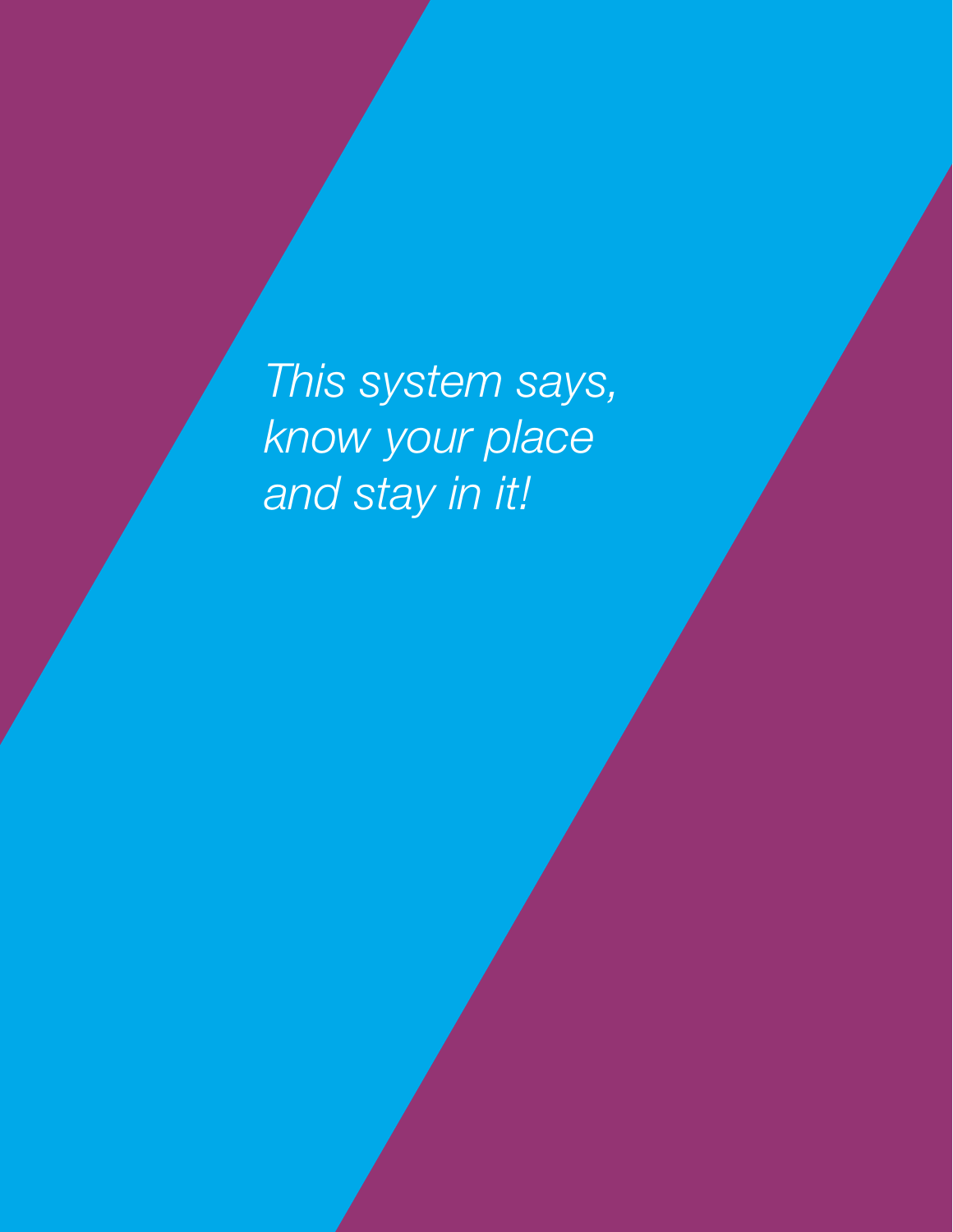*This system says,
know your place
and stay in it!*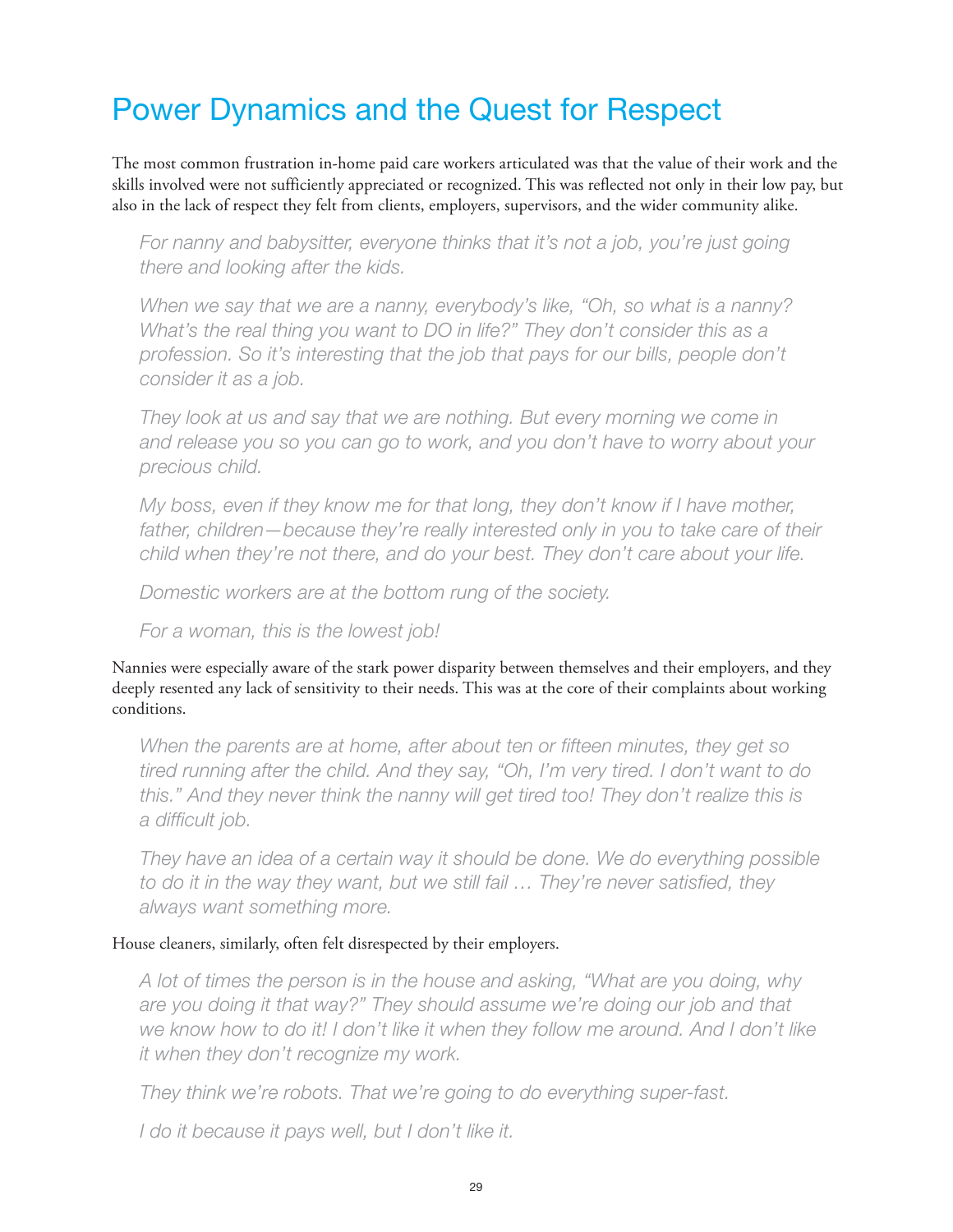# Power Dynamics and the Quest for Respect

The most common frustration in-home paid care workers articulated was that the value of their work and the skills involved were not sufficiently appreciated or recognized. This was reflected not only in their low pay, but also in the lack of respect they felt from clients, employers, supervisors, and the wider community alike.

> *For nanny and babysitter, everyone thinks that it's not a job, you're just going there and looking after the kids.*
>
> *When we say that we are a nanny, everybody's like, "Oh, so what is a nanny? What's the real thing you want to DO in life?" They don't consider this as a profession. So it's interesting that the job that pays for our bills, people don't consider it as a job.*
>
> *They look at us and say that we are nothing. But every morning we come in and release you so you can go to work, and you don't have to worry about your precious child.*
>
> *My boss, even if they know me for that long, they don't know if I have mother, father, children—because they're really interested only in you to take care of their child when they're not there, and do your best. They don't care about your life.*
>
> *Domestic workers are at the bottom rung of the society.*
>
> *For a woman, this is the lowest job!*

Nannies were especially aware of the stark power disparity between themselves and their employers, and they deeply resented any lack of sensitivity to their needs. This was at the core of their complaints about working conditions.

> *When the parents are at home, after about ten or fifteen minutes, they get so tired running after the child. And they say, "Oh, I'm very tired. I don't want to do this." And they never think the nanny will get tired too! They don't realize this is a difficult job.*
>
> *They have an idea of a certain way it should be done. We do everything possible to do it in the way they want, but we still fail … They're never satisfied, they always want something more.*

House cleaners, similarly, often felt disrespected by their employers.

> *A lot of times the person is in the house and asking, "What are you doing, why are you doing it that way?" They should assume we're doing our job and that we know how to do it! I don't like it when they follow me around. And I don't like it when they don't recognize my work.*
>
> *They think we're robots. That we're going to do everything super-fast.*
>
> *I do it because it pays well, but I don't like it.*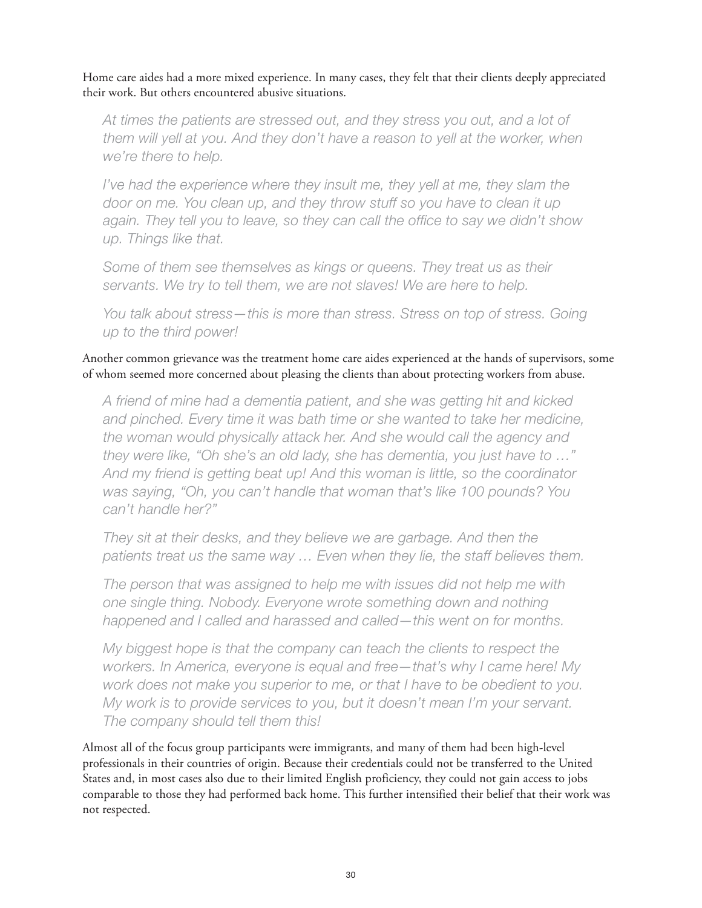Home care aides had a more mixed experience. In many cases, they felt that their clients deeply appreciated their work. But others encountered abusive situations.

> *At times the patients are stressed out, and they stress you out, and a lot of them will yell at you. And they don't have a reason to yell at the worker, when we're there to help.*

> *I've had the experience where they insult me, they yell at me, they slam the door on me. You clean up, and they throw stuff so you have to clean it up again. They tell you to leave, so they can call the office to say we didn't show up. Things like that.*

> *Some of them see themselves as kings or queens. They treat us as their servants. We try to tell them, we are not slaves! We are here to help.*

> *You talk about stress—this is more than stress. Stress on top of stress. Going up to the third power!*

Another common grievance was the treatment home care aides experienced at the hands of supervisors, some of whom seemed more concerned about pleasing the clients than about protecting workers from abuse.

> *A friend of mine had a dementia patient, and she was getting hit and kicked and pinched. Every time it was bath time or she wanted to take her medicine, the woman would physically attack her. And she would call the agency and they were like, "Oh she's an old lady, she has dementia, you just have to …" And my friend is getting beat up! And this woman is little, so the coordinator was saying, "Oh, you can't handle that woman that's like 100 pounds? You can't handle her?"*

> *They sit at their desks, and they believe we are garbage. And then the patients treat us the same way … Even when they lie, the staff believes them.*

> *The person that was assigned to help me with issues did not help me with one single thing. Nobody. Everyone wrote something down and nothing happened and I called and harassed and called—this went on for months.*

> *My biggest hope is that the company can teach the clients to respect the workers. In America, everyone is equal and free—that's why I came here! My work does not make you superior to me, or that I have to be obedient to you. My work is to provide services to you, but it doesn't mean I'm your servant. The company should tell them this!*

Almost all of the focus group participants were immigrants, and many of them had been high-level professionals in their countries of origin. Because their credentials could not be transferred to the United States and, in most cases also due to their limited English proficiency, they could not gain access to jobs comparable to those they had performed back home. This further intensified their belief that their work was not respected.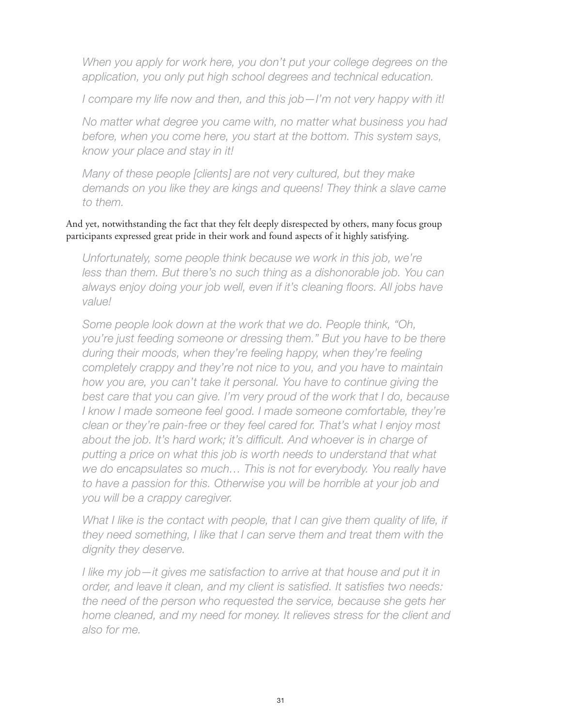*When you apply for work here, you don't put your college degrees on the application, you only put high school degrees and technical education.*

*I compare my life now and then, and this job—I'm not very happy with it!*

*No matter what degree you came with, no matter what business you had before, when you come here, you start at the bottom. This system says, know your place and stay in it!*

*Many of these people [clients] are not very cultured, but they make demands on you like they are kings and queens! They think a slave came to them.*

And yet, notwithstanding the fact that they felt deeply disrespected by others, many focus group participants expressed great pride in their work and found aspects of it highly satisfying.

*Unfortunately, some people think because we work in this job, we're less than them. But there's no such thing as a dishonorable job. You can always enjoy doing your job well, even if it's cleaning floors. All jobs have value!*

*Some people look down at the work that we do. People think, "Oh, you're just feeding someone or dressing them." But you have to be there during their moods, when they're feeling happy, when they're feeling completely crappy and they're not nice to you, and you have to maintain how you are, you can't take it personal. You have to continue giving the best care that you can give. I'm very proud of the work that I do, because I know I made someone feel good. I made someone comfortable, they're clean or they're pain-free or they feel cared for. That's what I enjoy most about the job. It's hard work; it's difficult. And whoever is in charge of putting a price on what this job is worth needs to understand that what we do encapsulates so much… This is not for everybody. You really have to have a passion for this. Otherwise you will be horrible at your job and you will be a crappy caregiver.*

*What I like is the contact with people, that I can give them quality of life, if they need something, I like that I can serve them and treat them with the dignity they deserve.*

*I like my job—it gives me satisfaction to arrive at that house and put it in order, and leave it clean, and my client is satisfied. It satisfies two needs: the need of the person who requested the service, because she gets her home cleaned, and my need for money. It relieves stress for the client and also for me.*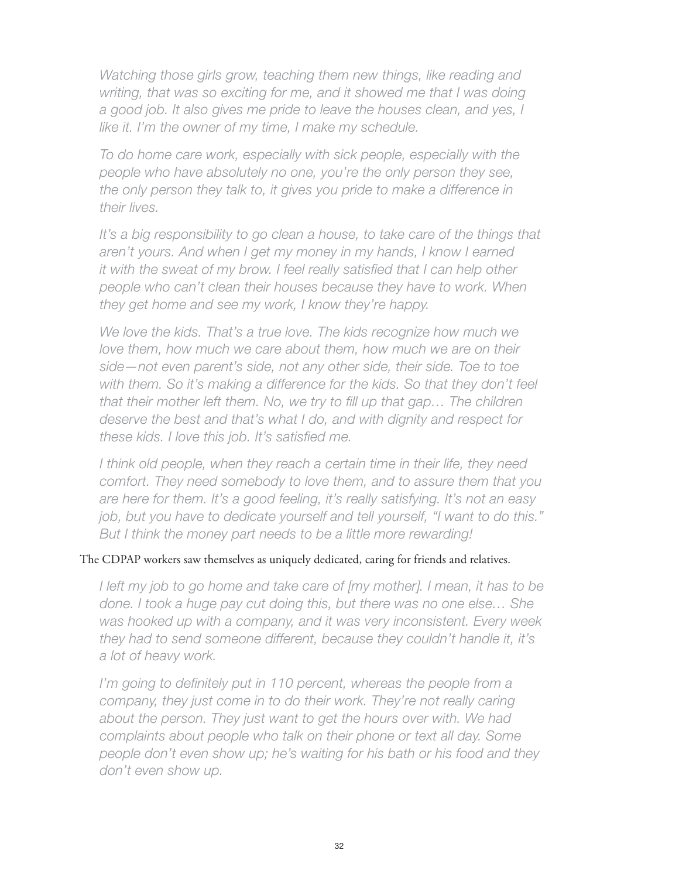*Watching those girls grow, teaching them new things, like reading and writing, that was so exciting for me, and it showed me that I was doing a good job. It also gives me pride to leave the houses clean, and yes, I like it. I'm the owner of my time, I make my schedule.*

*To do home care work, especially with sick people, especially with the people who have absolutely no one, you're the only person they see, the only person they talk to, it gives you pride to make a difference in their lives.*

*It's a big responsibility to go clean a house, to take care of the things that aren't yours. And when I get my money in my hands, I know I earned it with the sweat of my brow. I feel really satisfied that I can help other people who can't clean their houses because they have to work. When they get home and see my work, I know they're happy.*

*We love the kids. That's a true love. The kids recognize how much we love them, how much we care about them, how much we are on their side—not even parent's side, not any other side, their side. Toe to toe with them. So it's making a difference for the kids. So that they don't feel that their mother left them. No, we try to fill up that gap… The children deserve the best and that's what I do, and with dignity and respect for these kids. I love this job. It's satisfied me.*

*I think old people, when they reach a certain time in their life, they need comfort. They need somebody to love them, and to assure them that you are here for them. It's a good feeling, it's really satisfying. It's not an easy job, but you have to dedicate yourself and tell yourself, "I want to do this." But I think the money part needs to be a little more rewarding!*

The CDPAP workers saw themselves as uniquely dedicated, caring for friends and relatives.

*I left my job to go home and take care of [my mother]. I mean, it has to be done. I took a huge pay cut doing this, but there was no one else… She was hooked up with a company, and it was very inconsistent. Every week they had to send someone different, because they couldn't handle it, it's a lot of heavy work.*

*I'm going to definitely put in 110 percent, whereas the people from a company, they just come in to do their work. They're not really caring about the person. They just want to get the hours over with. We had complaints about people who talk on their phone or text all day. Some people don't even show up; he's waiting for his bath or his food and they don't even show up.*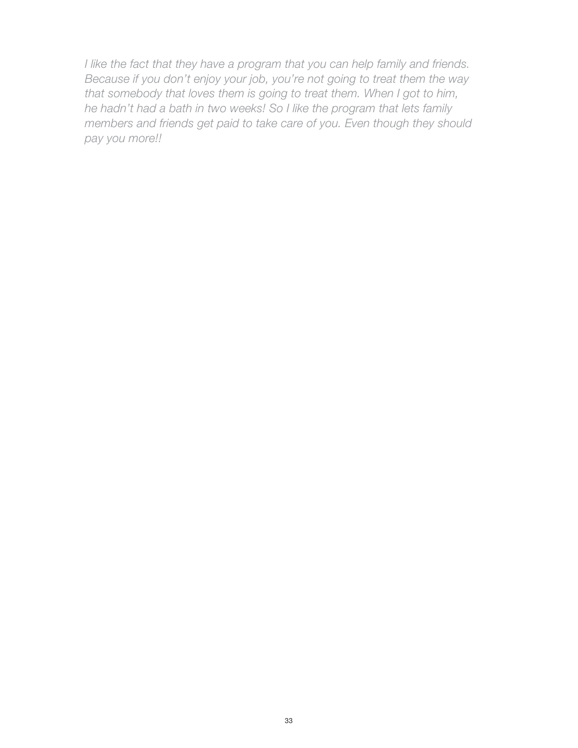*I like the fact that they have a program that you can help family and friends. Because if you don't enjoy your job, you're not going to treat them the way that somebody that loves them is going to treat them. When I got to him, he hadn't had a bath in two weeks! So I like the program that lets family members and friends get paid to take care of you. Even though they should pay you more!!*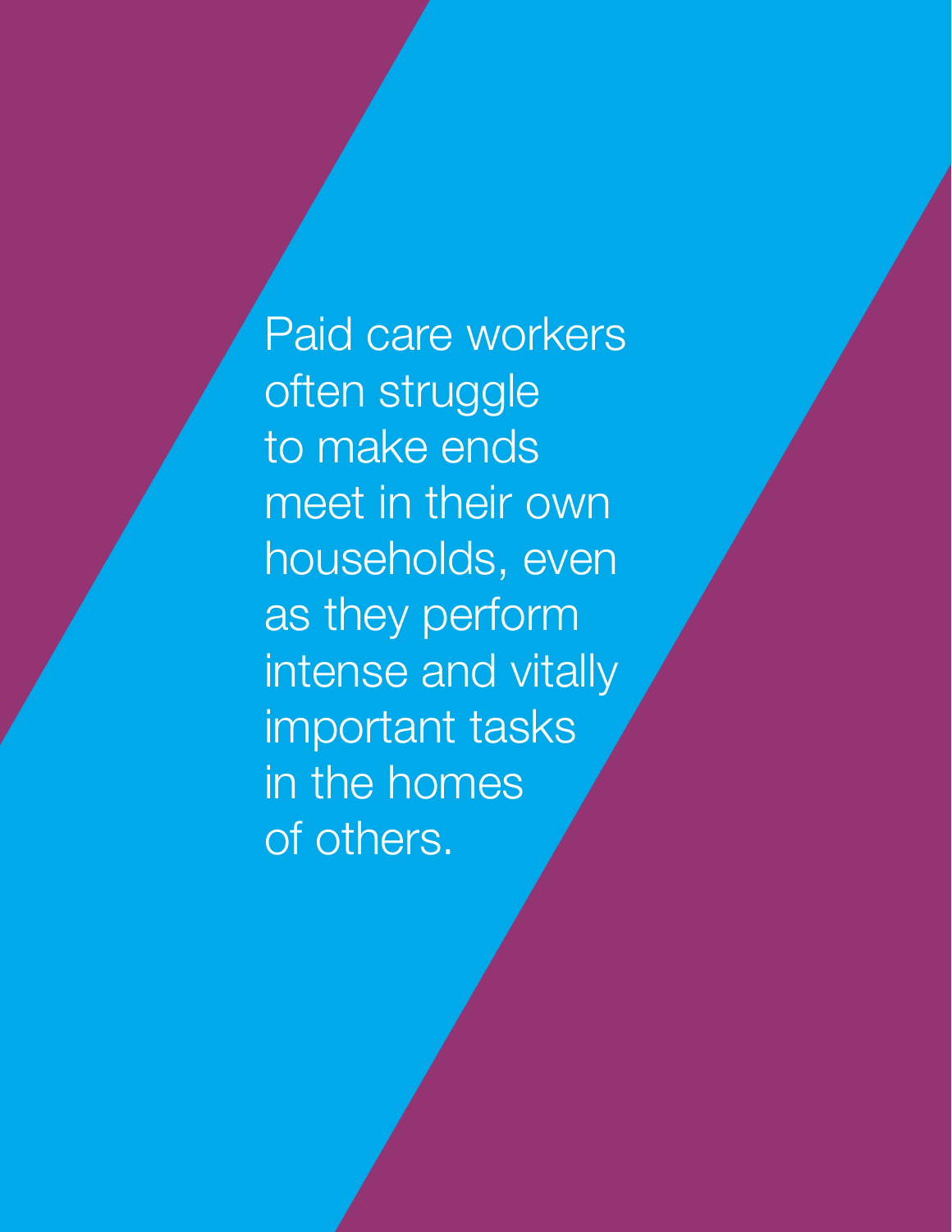Paid care workers often struggle to make ends meet in their own households, even as they perform intense and vitally important tasks in the homes of others.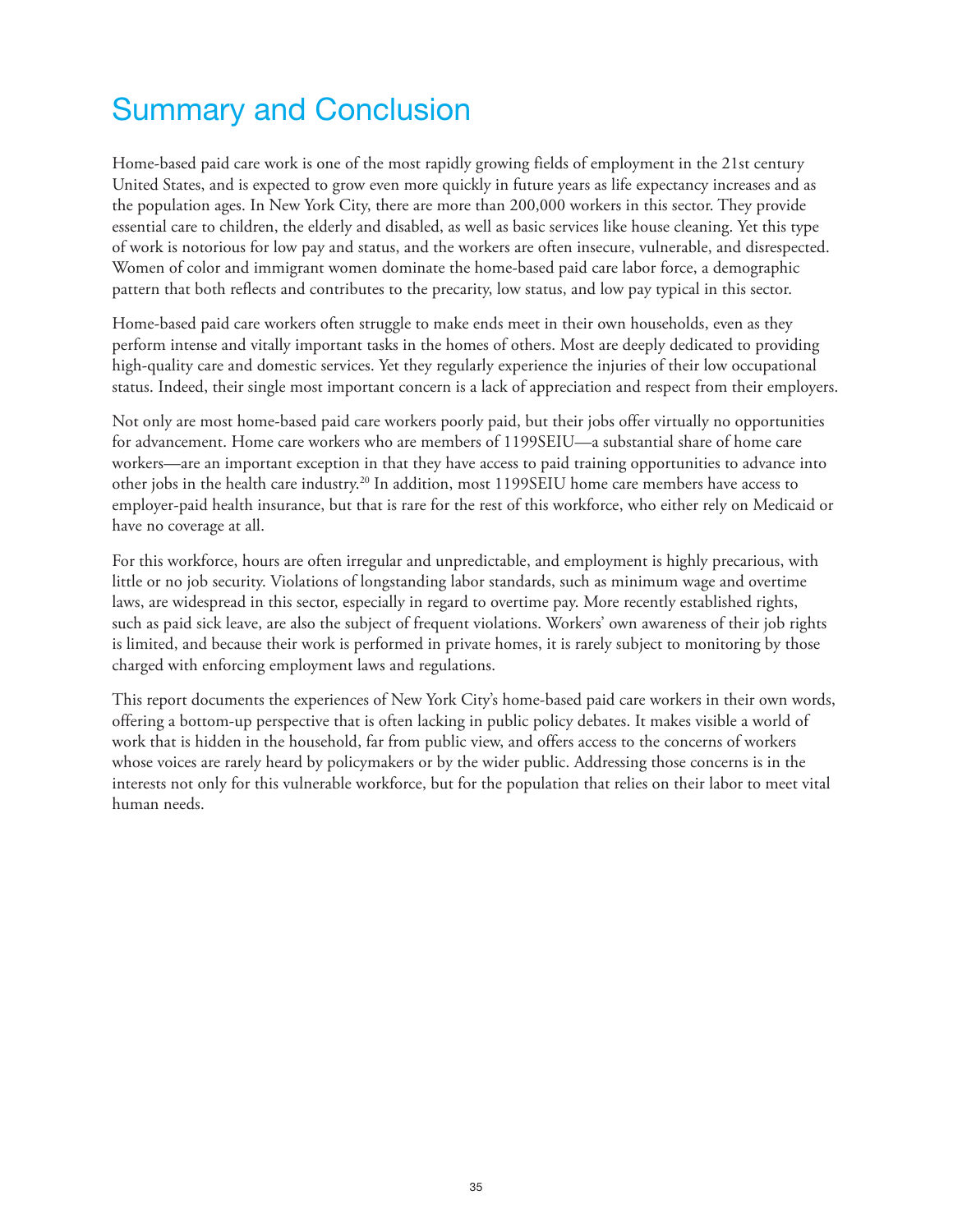# Summary and Conclusion

Home-based paid care work is one of the most rapidly growing fields of employment in the 21st century United States, and is expected to grow even more quickly in future years as life expectancy increases and as the population ages. In New York City, there are more than 200,000 workers in this sector. They provide essential care to children, the elderly and disabled, as well as basic services like house cleaning. Yet this type of work is notorious for low pay and status, and the workers are often insecure, vulnerable, and disrespected. Women of color and immigrant women dominate the home-based paid care labor force, a demographic pattern that both reflects and contributes to the precarity, low status, and low pay typical in this sector.

Home-based paid care workers often struggle to make ends meet in their own households, even as they perform intense and vitally important tasks in the homes of others. Most are deeply dedicated to providing high-quality care and domestic services. Yet they regularly experience the injuries of their low occupational status. Indeed, their single most important concern is a lack of appreciation and respect from their employers.

Not only are most home-based paid care workers poorly paid, but their jobs offer virtually no opportunities for advancement. Home care workers who are members of 1199SEIU—a substantial share of home care workers—are an important exception in that they have access to paid training opportunities to advance into other jobs in the health care industry.[20] In addition, most 1199SEIU home care members have access to employer-paid health insurance, but that is rare for the rest of this workforce, who either rely on Medicaid or have no coverage at all.

For this workforce, hours are often irregular and unpredictable, and employment is highly precarious, with little or no job security. Violations of longstanding labor standards, such as minimum wage and overtime laws, are widespread in this sector, especially in regard to overtime pay. More recently established rights, such as paid sick leave, are also the subject of frequent violations. Workers' own awareness of their job rights is limited, and because their work is performed in private homes, it is rarely subject to monitoring by those charged with enforcing employment laws and regulations.

This report documents the experiences of New York City's home-based paid care workers in their own words, offering a bottom-up perspective that is often lacking in public policy debates. It makes visible a world of work that is hidden in the household, far from public view, and offers access to the concerns of workers whose voices are rarely heard by policymakers or by the wider public. Addressing those concerns is in the interests not only for this vulnerable workforce, but for the population that relies on their labor to meet vital human needs.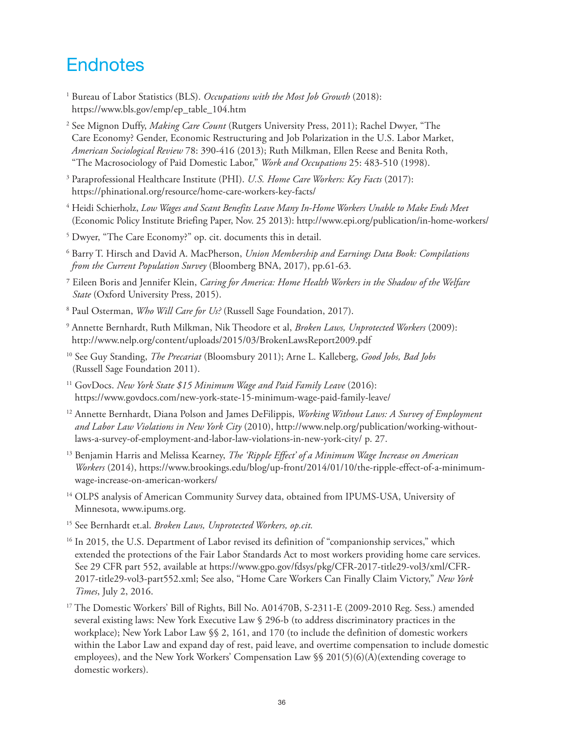# Endnotes

[1] Bureau of Labor Statistics (BLS). *Occupations with the Most Job Growth* (2018): https://www.bls.gov/emp/ep_table_104.htm

[2] See Mignon Duffy, *Making Care Count* (Rutgers University Press, 2011); Rachel Dwyer, "The Care Economy? Gender, Economic Restructuring and Job Polarization in the U.S. Labor Market, *American Sociological Review* 78: 390-416 (2013); Ruth Milkman, Ellen Reese and Benita Roth, "The Macrosociology of Paid Domestic Labor," *Work and Occupations* 25: 483-510 (1998).

[3] Paraprofessional Healthcare Institute (PHI). *U.S. Home Care Workers: Key Facts* (2017): https://phinational.org/resource/home-care-workers-key-facts/

[4] Heidi Schierholz, *Low Wages and Scant Benefits Leave Many In-Home Workers Unable to Make Ends Meet* (Economic Policy Institute Briefing Paper, Nov. 25 2013): http://www.epi.org/publication/in-home-workers/

[5] Dwyer, "The Care Economy?" op. cit. documents this in detail.

[6] Barry T. Hirsch and David A. MacPherson, *Union Membership and Earnings Data Book: Compilations from the Current Population Survey* (Bloomberg BNA, 2017), pp.61-63.

[7] Eileen Boris and Jennifer Klein, *Caring for America: Home Health Workers in the Shadow of the Welfare State* (Oxford University Press, 2015).

[8] Paul Osterman, *Who Will Care for Us?* (Russell Sage Foundation, 2017).

[9] Annette Bernhardt, Ruth Milkman, Nik Theodore et al, *Broken Laws, Unprotected Workers* (2009): http://www.nelp.org/content/uploads/2015/03/BrokenLawsReport2009.pdf

[10] See Guy Standing, *The Precariat* (Bloomsbury 2011); Arne L. Kalleberg, *Good Jobs, Bad Jobs* (Russell Sage Foundation 2011).

[11] GovDocs. *New York State $15 Minimum Wage and Paid Family Leave* (2016): https://www.govdocs.com/new-york-state-15-minimum-wage-paid-family-leave/

[12] Annette Bernhardt, Diana Polson and James DeFilippis, *Working Without Laws: A Survey of Employment and Labor Law Violations in New York City* (2010), http://www.nelp.org/publication/working-without-laws-a-survey-of-employment-and-labor-law-violations-in-new-york-city/ p. 27.

[13] Benjamin Harris and Melissa Kearney, *The 'Ripple Effect' of a Minimum Wage Increase on American Workers* (2014), https://www.brookings.edu/blog/up-front/2014/01/10/the-ripple-effect-of-a-minimum-wage-increase-on-american-workers/

[14] OLPS analysis of American Community Survey data, obtained from IPUMS-USA, University of Minnesota, www.ipums.org.

[15] See Bernhardt et.al. *Broken Laws, Unprotected Workers, op.cit.*

[16] In 2015, the U.S. Department of Labor revised its definition of "companionship services," which extended the protections of the Fair Labor Standards Act to most workers providing home care services. See 29 CFR part 552, available at https://www.gpo.gov/fdsys/pkg/CFR-2017-title29-vol3/xml/CFR-2017-title29-vol3-part552.xml; See also, "Home Care Workers Can Finally Claim Victory," *New York Times*, July 2, 2016.

[17] The Domestic Workers' Bill of Rights, Bill No. A01470B, S-2311-E (2009-2010 Reg. Sess.) amended several existing laws: New York Executive Law § 296-b (to address discriminatory practices in the workplace); New York Labor Law §§ 2, 161, and 170 (to include the definition of domestic workers within the Labor Law and expand day of rest, paid leave, and overtime compensation to include domestic employees), and the New York Workers' Compensation Law §§ 201(5)(6)(A)(extending coverage to domestic workers).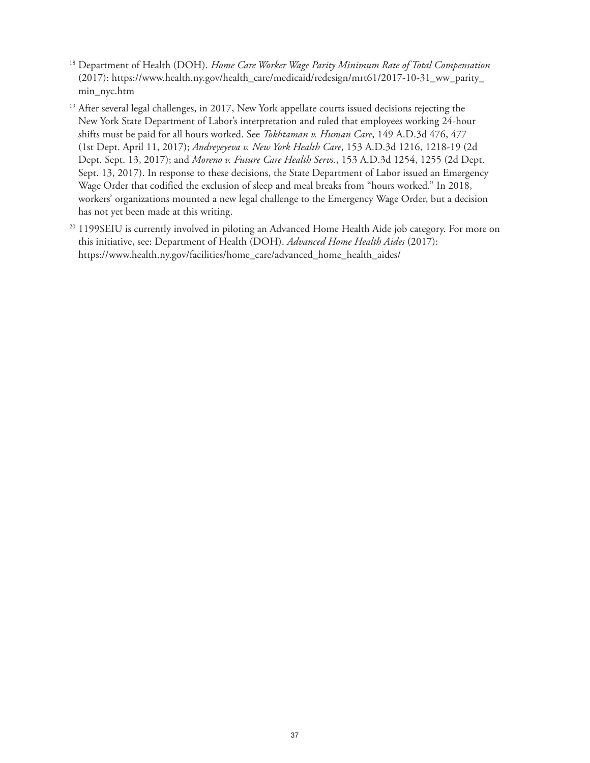[18] Department of Health (DOH). *Home Care Worker Wage Parity Minimum Rate of Total Compensation* (2017): https://www.health.ny.gov/health_care/medicaid/redesign/mrt61/2017-10-31_ww_parity_min_nyc.htm

[19] After several legal challenges, in 2017, New York appellate courts issued decisions rejecting the New York State Department of Labor's interpretation and ruled that employees working 24-hour shifts must be paid for all hours worked. See *Tokhtaman v. Human Care*, 149 A.D.3d 476, 477 (1st Dept. April 11, 2017); *Andreyeyeva v. New York Health Care*, 153 A.D.3d 1216, 1218-19 (2d Dept. Sept. 13, 2017); and *Moreno v. Future Care Health Servs.*, 153 A.D.3d 1254, 1255 (2d Dept. Sept. 13, 2017). In response to these decisions, the State Department of Labor issued an Emergency Wage Order that codified the exclusion of sleep and meal breaks from "hours worked." In 2018, workers' organizations mounted a new legal challenge to the Emergency Wage Order, but a decision has not yet been made at this writing.

[20] 1199SEIU is currently involved in piloting an Advanced Home Health Aide job category. For more on this initiative, see: Department of Health (DOH). *Advanced Home Health Aides* (2017): https://www.health.ny.gov/facilities/home_care/advanced_home_health_aides/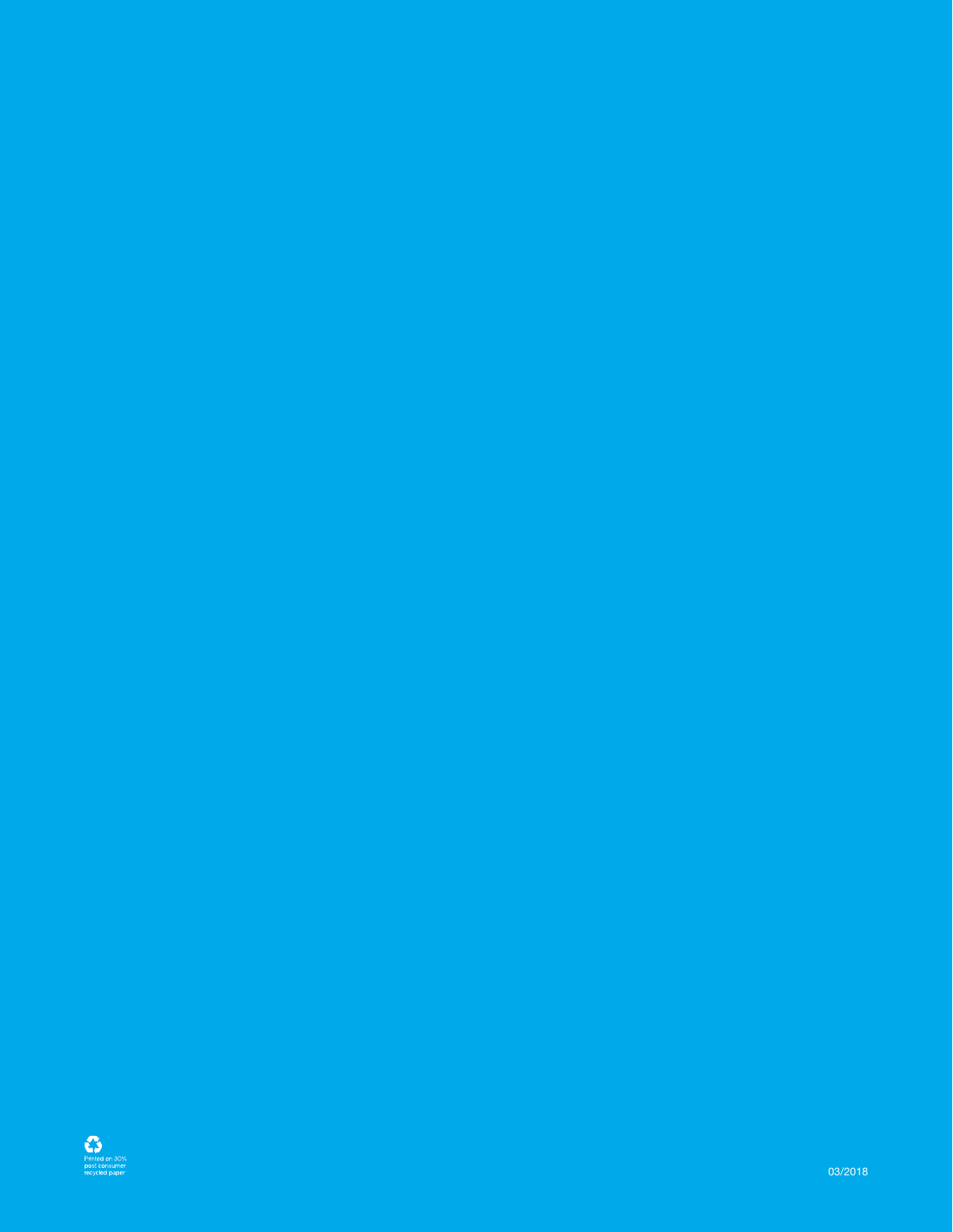Printed on 30%
post consumer
recycled paper

03/2018